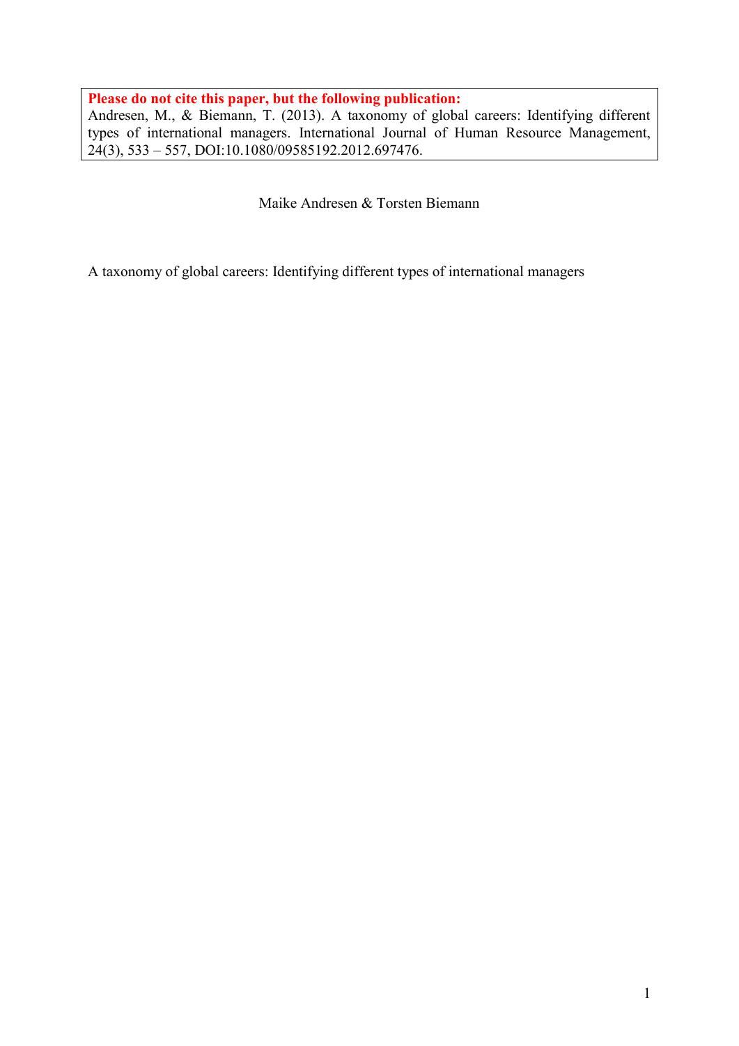**Please do not cite this paper, but the following publication:**
Andresen, M., & Biemann, T. (2013). A taxonomy of global careers: Identifying different types of international managers. International Journal of Human Resource Management, 24(3), 533 – 557, DOI:10.1080/09585192.2012.697476.

Maike Andresen & Torsten Biemann

A taxonomy of global careers: Identifying different types of international managers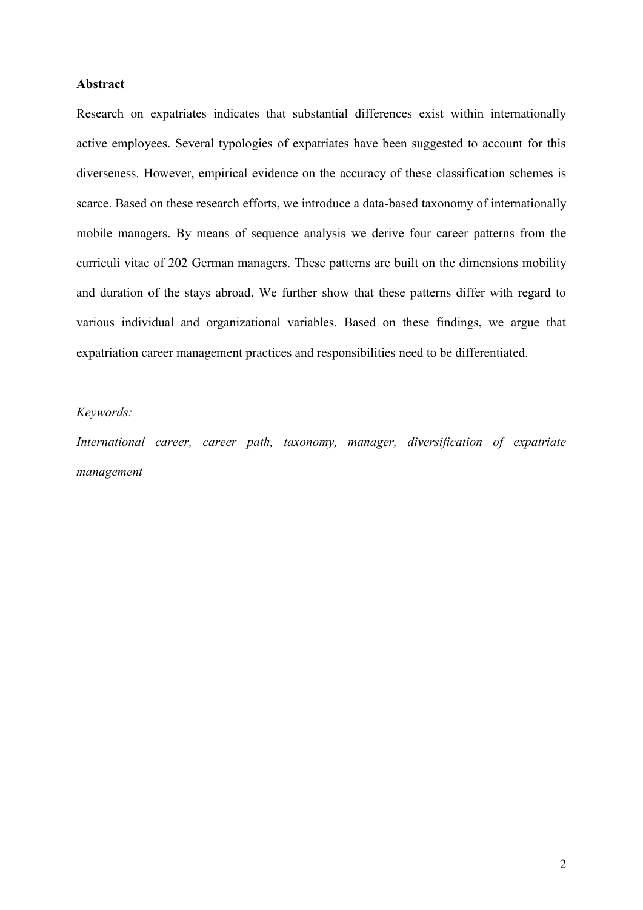## Abstract

Research on expatriates indicates that substantial differences exist within internationally active employees. Several typologies of expatriates have been suggested to account for this diverseness. However, empirical evidence on the accuracy of these classification schemes is scarce. Based on these research efforts, we introduce a data-based taxonomy of internationally mobile managers. By means of sequence analysis we derive four career patterns from the curriculi vitae of 202 German managers. These patterns are built on the dimensions mobility and duration of the stays abroad. We further show that these patterns differ with regard to various individual and organizational variables. Based on these findings, we argue that expatriation career management practices and responsibilities need to be differentiated.

*Keywords:*

*International career, career path, taxonomy, manager, diversification of expatriate management*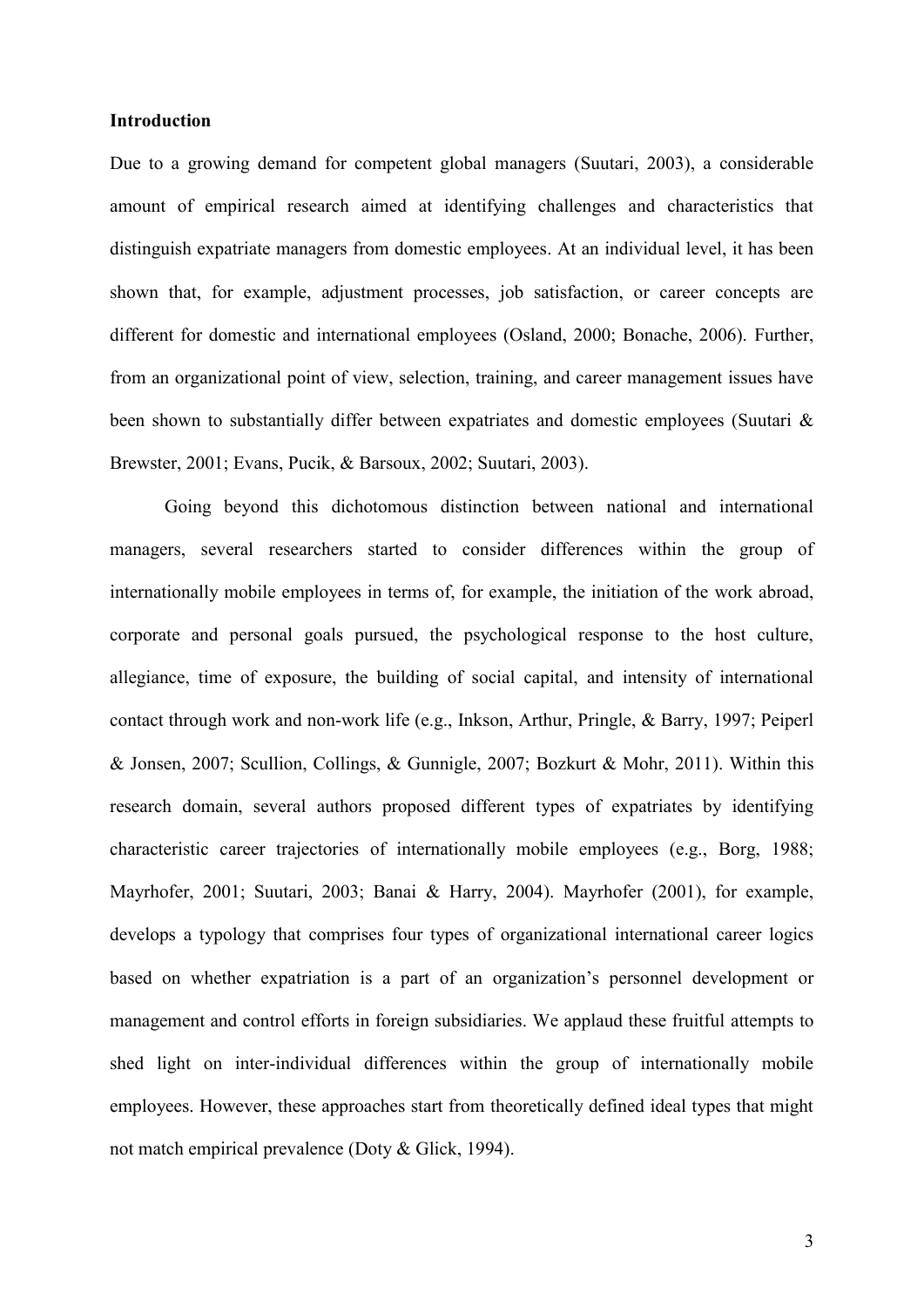## Introduction

Due to a growing demand for competent global managers (Suutari, 2003), a considerable amount of empirical research aimed at identifying challenges and characteristics that distinguish expatriate managers from domestic employees. At an individual level, it has been shown that, for example, adjustment processes, job satisfaction, or career concepts are different for domestic and international employees (Osland, 2000; Bonache, 2006). Further, from an organizational point of view, selection, training, and career management issues have been shown to substantially differ between expatriates and domestic employees (Suutari & Brewster, 2001; Evans, Pucik, & Barsoux, 2002; Suutari, 2003).

Going beyond this dichotomous distinction between national and international managers, several researchers started to consider differences within the group of internationally mobile employees in terms of, for example, the initiation of the work abroad, corporate and personal goals pursued, the psychological response to the host culture, allegiance, time of exposure, the building of social capital, and intensity of international contact through work and non-work life (e.g., Inkson, Arthur, Pringle, & Barry, 1997; Peiperl & Jonsen, 2007; Scullion, Collings, & Gunnigle, 2007; Bozkurt & Mohr, 2011). Within this research domain, several authors proposed different types of expatriates by identifying characteristic career trajectories of internationally mobile employees (e.g., Borg, 1988; Mayrhofer, 2001; Suutari, 2003; Banai & Harry, 2004). Mayrhofer (2001), for example, develops a typology that comprises four types of organizational international career logics based on whether expatriation is a part of an organization's personnel development or management and control efforts in foreign subsidiaries. We applaud these fruitful attempts to shed light on inter-individual differences within the group of internationally mobile employees. However, these approaches start from theoretically defined ideal types that might not match empirical prevalence (Doty & Glick, 1994).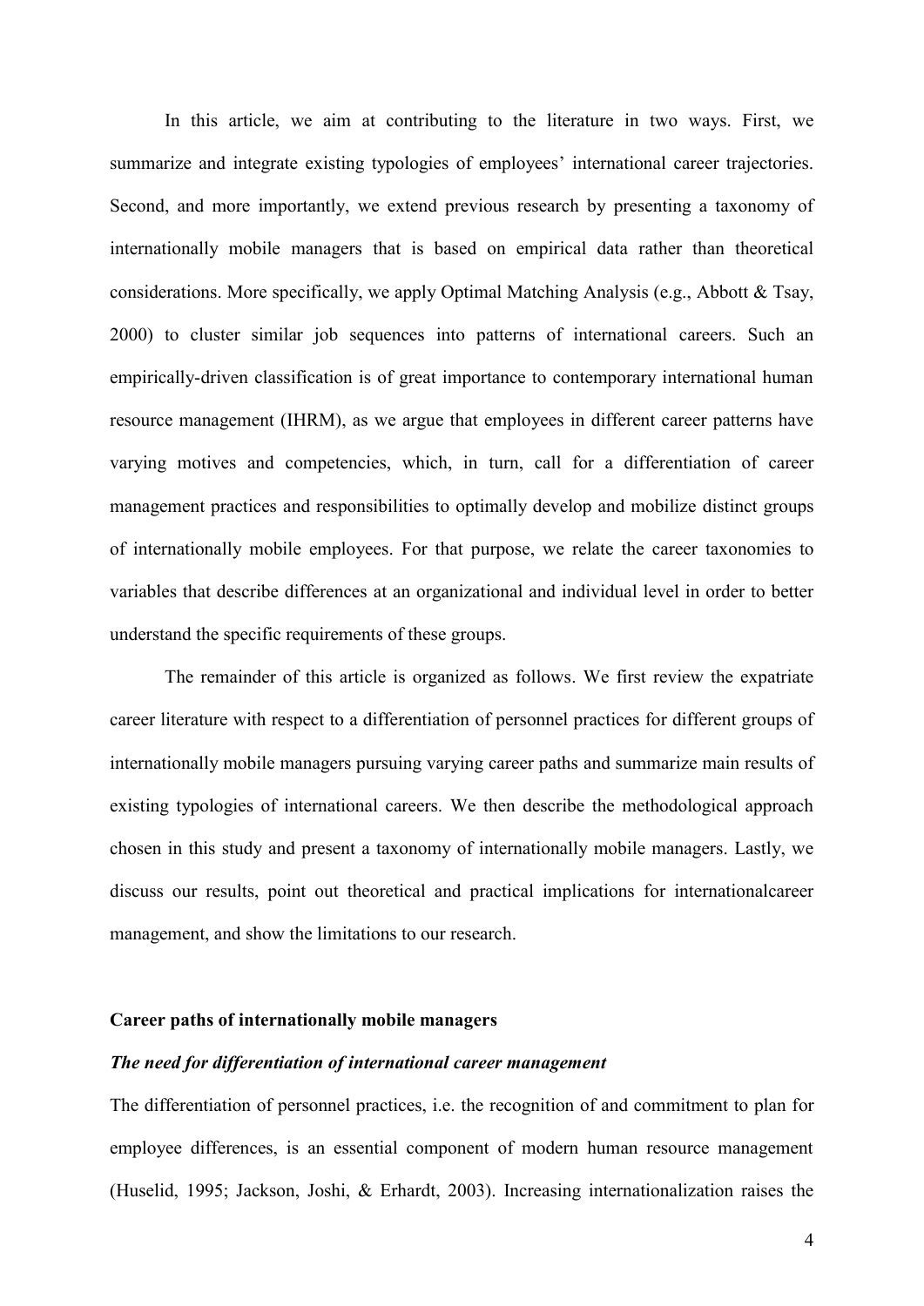In this article, we aim at contributing to the literature in two ways. First, we summarize and integrate existing typologies of employees' international career trajectories. Second, and more importantly, we extend previous research by presenting a taxonomy of internationally mobile managers that is based on empirical data rather than theoretical considerations. More specifically, we apply Optimal Matching Analysis (e.g., Abbott & Tsay, 2000) to cluster similar job sequences into patterns of international careers. Such an empirically-driven classification is of great importance to contemporary international human resource management (IHRM), as we argue that employees in different career patterns have varying motives and competencies, which, in turn, call for a differentiation of career management practices and responsibilities to optimally develop and mobilize distinct groups of internationally mobile employees. For that purpose, we relate the career taxonomies to variables that describe differences at an organizational and individual level in order to better understand the specific requirements of these groups.

The remainder of this article is organized as follows. We first review the expatriate career literature with respect to a differentiation of personnel practices for different groups of internationally mobile managers pursuing varying career paths and summarize main results of existing typologies of international careers. We then describe the methodological approach chosen in this study and present a taxonomy of internationally mobile managers. Lastly, we discuss our results, point out theoretical and practical implications for internationalcareer management, and show the limitations to our research.

## Career paths of internationally mobile managers

### *The need for differentiation of international career management*

The differentiation of personnel practices, i.e. the recognition of and commitment to plan for employee differences, is an essential component of modern human resource management (Huselid, 1995; Jackson, Joshi, & Erhardt, 2003). Increasing internationalization raises the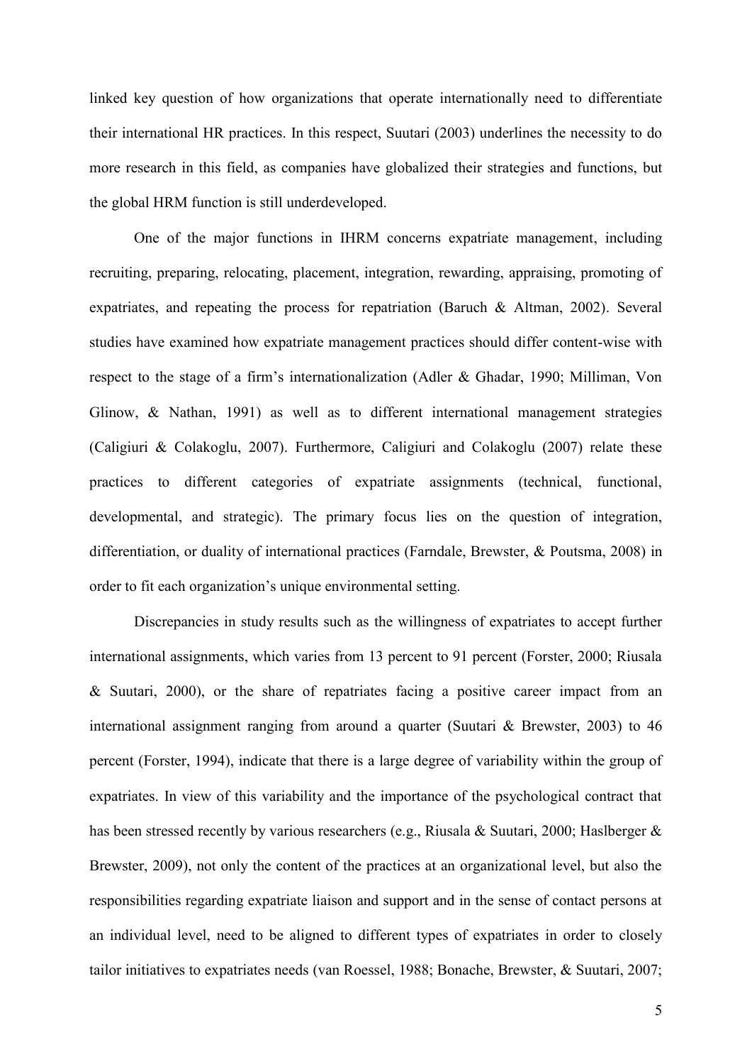linked key question of how organizations that operate internationally need to differentiate their international HR practices. In this respect, Suutari (2003) underlines the necessity to do more research in this field, as companies have globalized their strategies and functions, but the global HRM function is still underdeveloped.

One of the major functions in IHRM concerns expatriate management, including recruiting, preparing, relocating, placement, integration, rewarding, appraising, promoting of expatriates, and repeating the process for repatriation (Baruch & Altman, 2002). Several studies have examined how expatriate management practices should differ content-wise with respect to the stage of a firm's internationalization (Adler & Ghadar, 1990; Milliman, Von Glinow, & Nathan, 1991) as well as to different international management strategies (Caligiuri & Colakoglu, 2007). Furthermore, Caligiuri and Colakoglu (2007) relate these practices to different categories of expatriate assignments (technical, functional, developmental, and strategic). The primary focus lies on the question of integration, differentiation, or duality of international practices (Farndale, Brewster, & Poutsma, 2008) in order to fit each organization's unique environmental setting.

Discrepancies in study results such as the willingness of expatriates to accept further international assignments, which varies from 13 percent to 91 percent (Forster, 2000; Riusala & Suutari, 2000), or the share of repatriates facing a positive career impact from an international assignment ranging from around a quarter (Suutari & Brewster, 2003) to 46 percent (Forster, 1994), indicate that there is a large degree of variability within the group of expatriates. In view of this variability and the importance of the psychological contract that has been stressed recently by various researchers (e.g., Riusala & Suutari, 2000; Haslberger & Brewster, 2009), not only the content of the practices at an organizational level, but also the responsibilities regarding expatriate liaison and support and in the sense of contact persons at an individual level, need to be aligned to different types of expatriates in order to closely tailor initiatives to expatriates needs (van Roessel, 1988; Bonache, Brewster, & Suutari, 2007;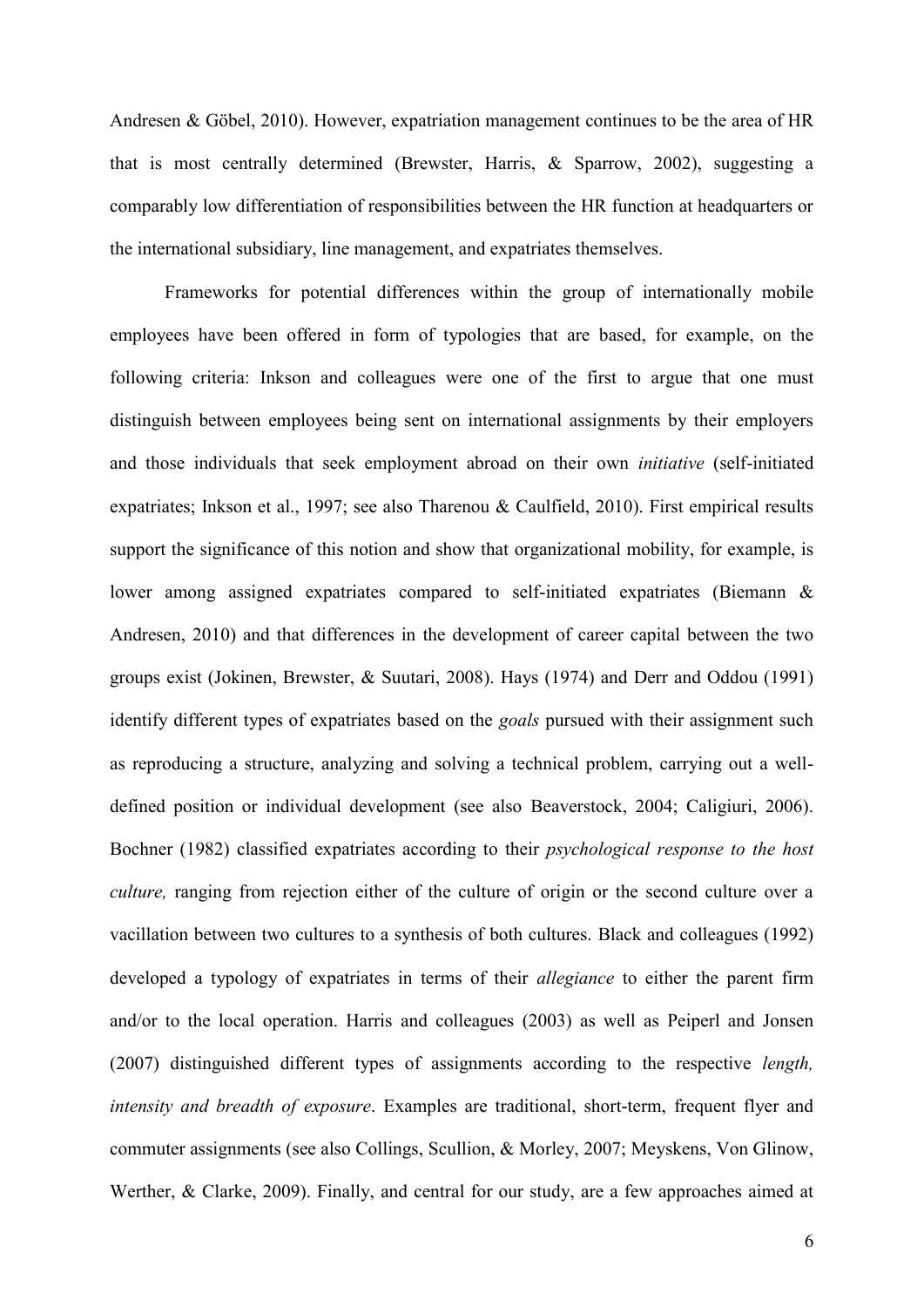Andresen & Göbel, 2010). However, expatriation management continues to be the area of HR that is most centrally determined (Brewster, Harris, & Sparrow, 2002), suggesting a comparably low differentiation of responsibilities between the HR function at headquarters or the international subsidiary, line management, and expatriates themselves.

Frameworks for potential differences within the group of internationally mobile employees have been offered in form of typologies that are based, for example, on the following criteria: Inkson and colleagues were one of the first to argue that one must distinguish between employees being sent on international assignments by their employers and those individuals that seek employment abroad on their own *initiative* (self-initiated expatriates; Inkson et al., 1997; see also Tharenou & Caulfield, 2010). First empirical results support the significance of this notion and show that organizational mobility, for example, is lower among assigned expatriates compared to self-initiated expatriates (Biemann & Andresen, 2010) and that differences in the development of career capital between the two groups exist (Jokinen, Brewster, & Suutari, 2008). Hays (1974) and Derr and Oddou (1991) identify different types of expatriates based on the *goals* pursued with their assignment such as reproducing a structure, analyzing and solving a technical problem, carrying out a well-defined position or individual development (see also Beaverstock, 2004; Caligiuri, 2006). Bochner (1982) classified expatriates according to their *psychological response to the host culture,* ranging from rejection either of the culture of origin or the second culture over a vacillation between two cultures to a synthesis of both cultures. Black and colleagues (1992) developed a typology of expatriates in terms of their *allegiance* to either the parent firm and/or to the local operation. Harris and colleagues (2003) as well as Peiperl and Jonsen (2007) distinguished different types of assignments according to the respective *length, intensity and breadth of exposure*. Examples are traditional, short-term, frequent flyer and commuter assignments (see also Collings, Scullion, & Morley, 2007; Meyskens, Von Glinow, Werther, & Clarke, 2009). Finally, and central for our study, are a few approaches aimed at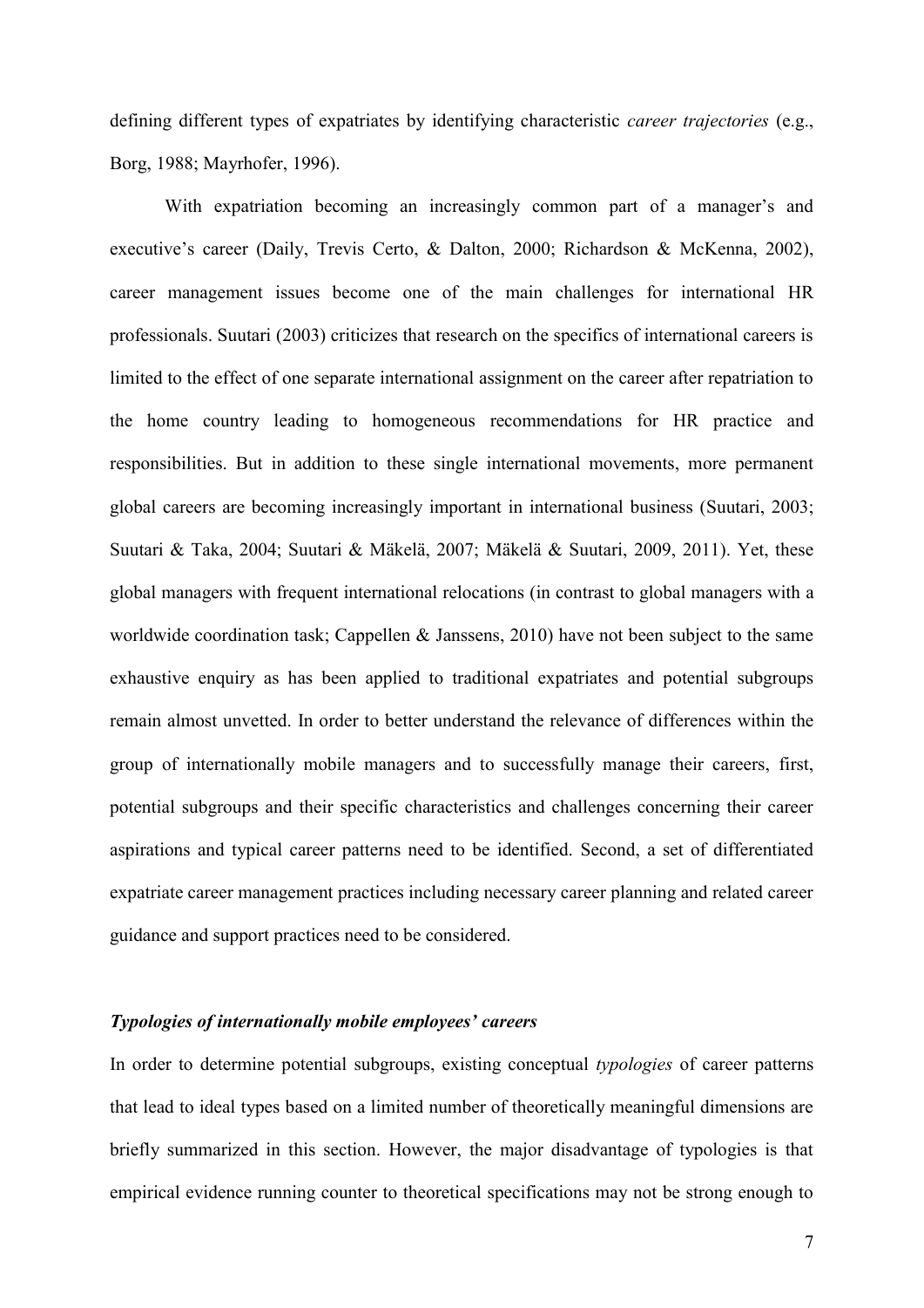defining different types of expatriates by identifying characteristic *career trajectories* (e.g., Borg, 1988; Mayrhofer, 1996).

With expatriation becoming an increasingly common part of a manager's and executive's career (Daily, Trevis Certo, & Dalton, 2000; Richardson & McKenna, 2002), career management issues become one of the main challenges for international HR professionals. Suutari (2003) criticizes that research on the specifics of international careers is limited to the effect of one separate international assignment on the career after repatriation to the home country leading to homogeneous recommendations for HR practice and responsibilities. But in addition to these single international movements, more permanent global careers are becoming increasingly important in international business (Suutari, 2003; Suutari & Taka, 2004; Suutari & Mäkelä, 2007; Mäkelä & Suutari, 2009, 2011). Yet, these global managers with frequent international relocations (in contrast to global managers with a worldwide coordination task; Cappellen & Janssens, 2010) have not been subject to the same exhaustive enquiry as has been applied to traditional expatriates and potential subgroups remain almost unvetted. In order to better understand the relevance of differences within the group of internationally mobile managers and to successfully manage their careers, first, potential subgroups and their specific characteristics and challenges concerning their career aspirations and typical career patterns need to be identified. Second, a set of differentiated expatriate career management practices including necessary career planning and related career guidance and support practices need to be considered.

### *Typologies of internationally mobile employees' careers*

In order to determine potential subgroups, existing conceptual *typologies* of career patterns that lead to ideal types based on a limited number of theoretically meaningful dimensions are briefly summarized in this section. However, the major disadvantage of typologies is that empirical evidence running counter to theoretical specifications may not be strong enough to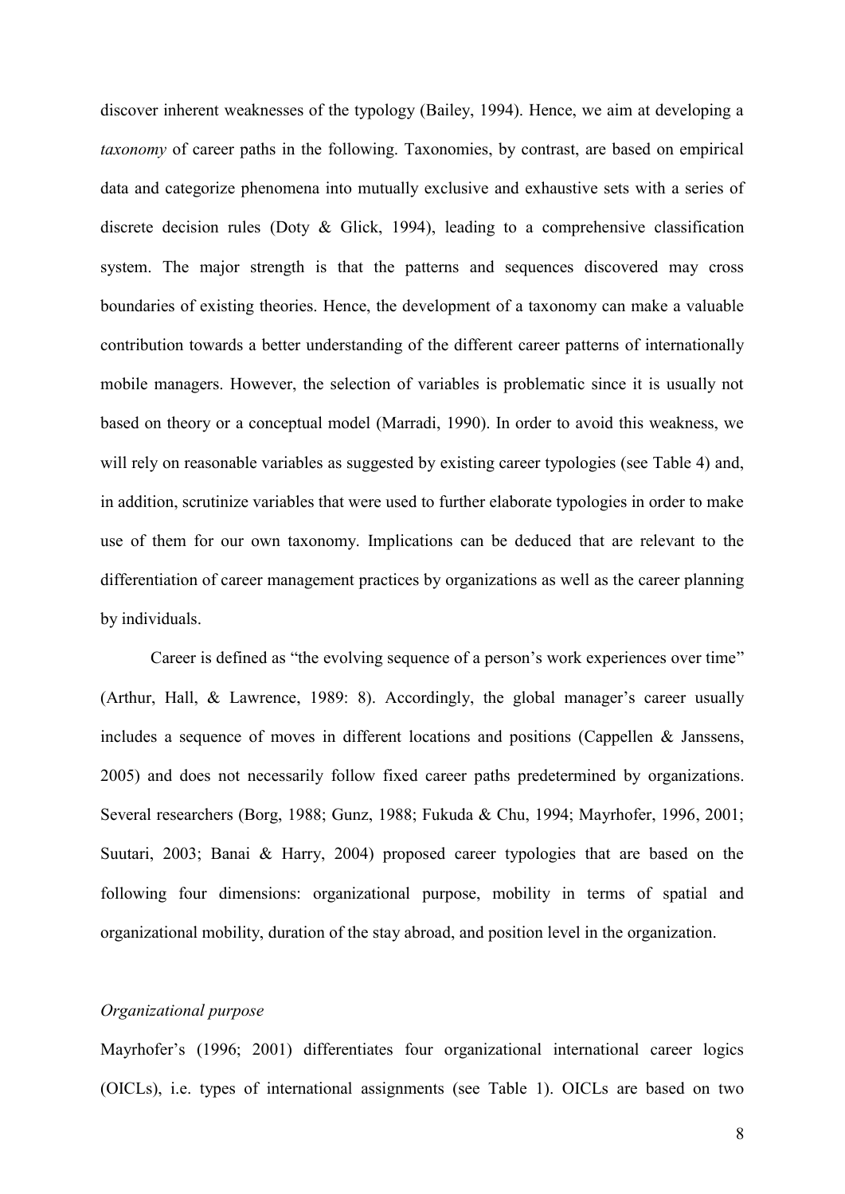discover inherent weaknesses of the typology (Bailey, 1994). Hence, we aim at developing a *taxonomy* of career paths in the following. Taxonomies, by contrast, are based on empirical data and categorize phenomena into mutually exclusive and exhaustive sets with a series of discrete decision rules (Doty & Glick, 1994), leading to a comprehensive classification system. The major strength is that the patterns and sequences discovered may cross boundaries of existing theories. Hence, the development of a taxonomy can make a valuable contribution towards a better understanding of the different career patterns of internationally mobile managers. However, the selection of variables is problematic since it is usually not based on theory or a conceptual model (Marradi, 1990). In order to avoid this weakness, we will rely on reasonable variables as suggested by existing career typologies (see Table 4) and, in addition, scrutinize variables that were used to further elaborate typologies in order to make use of them for our own taxonomy. Implications can be deduced that are relevant to the differentiation of career management practices by organizations as well as the career planning by individuals.

Career is defined as "the evolving sequence of a person's work experiences over time" (Arthur, Hall, & Lawrence, 1989: 8). Accordingly, the global manager's career usually includes a sequence of moves in different locations and positions (Cappellen & Janssens, 2005) and does not necessarily follow fixed career paths predetermined by organizations. Several researchers (Borg, 1988; Gunz, 1988; Fukuda & Chu, 1994; Mayrhofer, 1996, 2001; Suutari, 2003; Banai & Harry, 2004) proposed career typologies that are based on the following four dimensions: organizational purpose, mobility in terms of spatial and organizational mobility, duration of the stay abroad, and position level in the organization.

*Organizational purpose*

Mayrhofer's (1996; 2001) differentiates four organizational international career logics (OICLs), i.e. types of international assignments (see Table 1). OICLs are based on two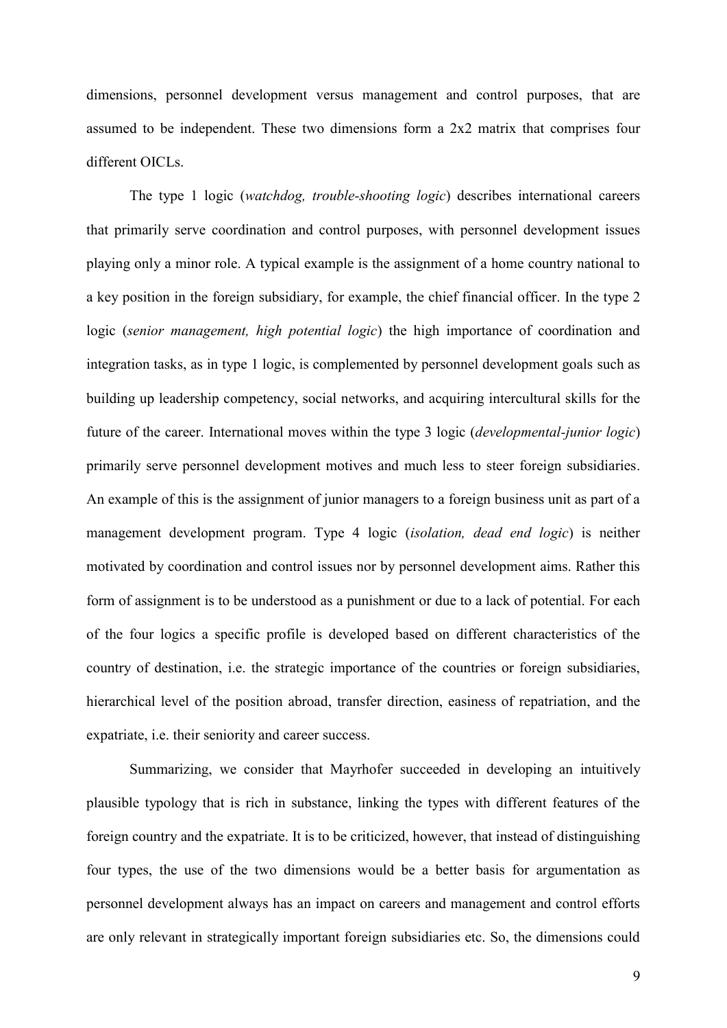dimensions, personnel development versus management and control purposes, that are assumed to be independent. These two dimensions form a 2x2 matrix that comprises four different OICLs.

The type 1 logic (*watchdog, trouble-shooting logic*) describes international careers that primarily serve coordination and control purposes, with personnel development issues playing only a minor role. A typical example is the assignment of a home country national to a key position in the foreign subsidiary, for example, the chief financial officer. In the type 2 logic (*senior management, high potential logic*) the high importance of coordination and integration tasks, as in type 1 logic, is complemented by personnel development goals such as building up leadership competency, social networks, and acquiring intercultural skills for the future of the career. International moves within the type 3 logic (*developmental-junior logic*) primarily serve personnel development motives and much less to steer foreign subsidiaries. An example of this is the assignment of junior managers to a foreign business unit as part of a management development program. Type 4 logic (*isolation, dead end logic*) is neither motivated by coordination and control issues nor by personnel development aims. Rather this form of assignment is to be understood as a punishment or due to a lack of potential. For each of the four logics a specific profile is developed based on different characteristics of the country of destination, i.e. the strategic importance of the countries or foreign subsidiaries, hierarchical level of the position abroad, transfer direction, easiness of repatriation, and the expatriate, i.e. their seniority and career success.

Summarizing, we consider that Mayrhofer succeeded in developing an intuitively plausible typology that is rich in substance, linking the types with different features of the foreign country and the expatriate. It is to be criticized, however, that instead of distinguishing four types, the use of the two dimensions would be a better basis for argumentation as personnel development always has an impact on careers and management and control efforts are only relevant in strategically important foreign subsidiaries etc. So, the dimensions could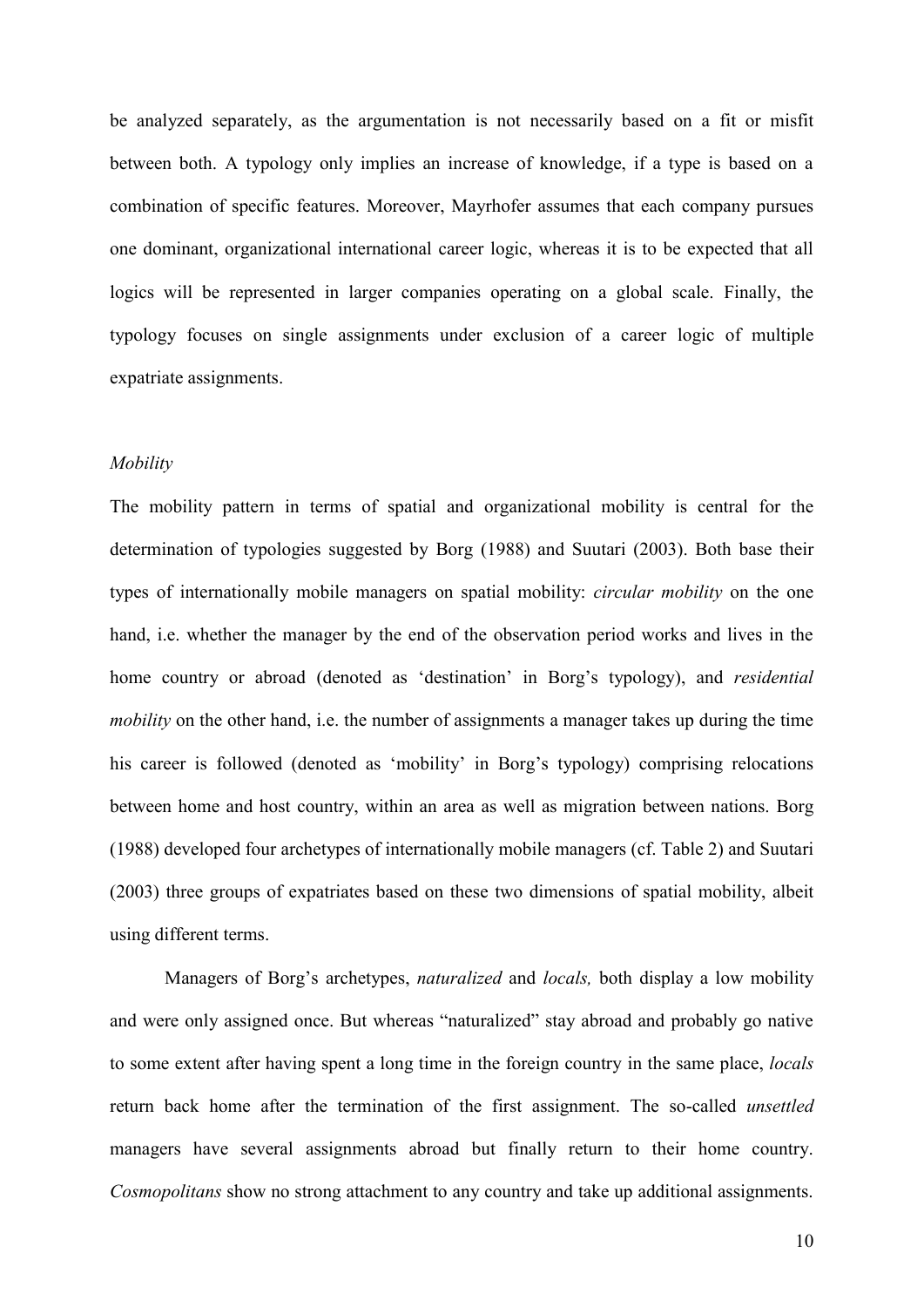be analyzed separately, as the argumentation is not necessarily based on a fit or misfit between both. A typology only implies an increase of knowledge, if a type is based on a combination of specific features. Moreover, Mayrhofer assumes that each company pursues one dominant, organizational international career logic, whereas it is to be expected that all logics will be represented in larger companies operating on a global scale. Finally, the typology focuses on single assignments under exclusion of a career logic of multiple expatriate assignments.

### *Mobility*

The mobility pattern in terms of spatial and organizational mobility is central for the determination of typologies suggested by Borg (1988) and Suutari (2003). Both base their types of internationally mobile managers on spatial mobility: *circular mobility* on the one hand, i.e. whether the manager by the end of the observation period works and lives in the home country or abroad (denoted as 'destination' in Borg's typology), and *residential mobility* on the other hand, i.e. the number of assignments a manager takes up during the time his career is followed (denoted as 'mobility' in Borg's typology) comprising relocations between home and host country, within an area as well as migration between nations. Borg (1988) developed four archetypes of internationally mobile managers (cf. Table 2) and Suutari (2003) three groups of expatriates based on these two dimensions of spatial mobility, albeit using different terms.

Managers of Borg's archetypes, *naturalized* and *locals,* both display a low mobility and were only assigned once. But whereas "naturalized" stay abroad and probably go native to some extent after having spent a long time in the foreign country in the same place, *locals* return back home after the termination of the first assignment. The so-called *unsettled* managers have several assignments abroad but finally return to their home country. *Cosmopolitans* show no strong attachment to any country and take up additional assignments.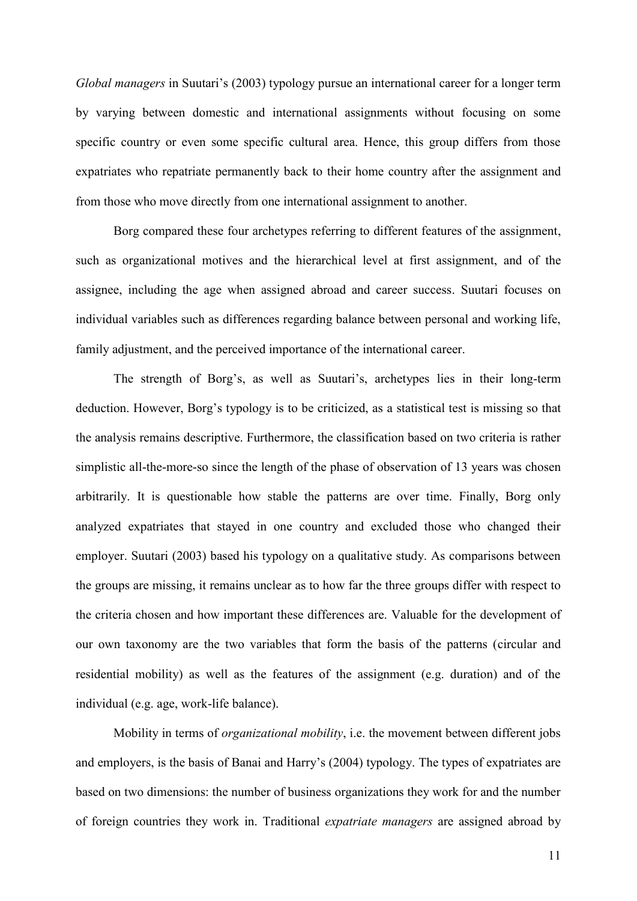*Global managers* in Suutari's (2003) typology pursue an international career for a longer term by varying between domestic and international assignments without focusing on some specific country or even some specific cultural area. Hence, this group differs from those expatriates who repatriate permanently back to their home country after the assignment and from those who move directly from one international assignment to another.

Borg compared these four archetypes referring to different features of the assignment, such as organizational motives and the hierarchical level at first assignment, and of the assignee, including the age when assigned abroad and career success. Suutari focuses on individual variables such as differences regarding balance between personal and working life, family adjustment, and the perceived importance of the international career.

The strength of Borg's, as well as Suutari's, archetypes lies in their long-term deduction. However, Borg's typology is to be criticized, as a statistical test is missing so that the analysis remains descriptive. Furthermore, the classification based on two criteria is rather simplistic all-the-more-so since the length of the phase of observation of 13 years was chosen arbitrarily. It is questionable how stable the patterns are over time. Finally, Borg only analyzed expatriates that stayed in one country and excluded those who changed their employer. Suutari (2003) based his typology on a qualitative study. As comparisons between the groups are missing, it remains unclear as to how far the three groups differ with respect to the criteria chosen and how important these differences are. Valuable for the development of our own taxonomy are the two variables that form the basis of the patterns (circular and residential mobility) as well as the features of the assignment (e.g. duration) and of the individual (e.g. age, work-life balance).

Mobility in terms of *organizational mobility*, i.e. the movement between different jobs and employers, is the basis of Banai and Harry's (2004) typology. The types of expatriates are based on two dimensions: the number of business organizations they work for and the number of foreign countries they work in. Traditional *expatriate managers* are assigned abroad by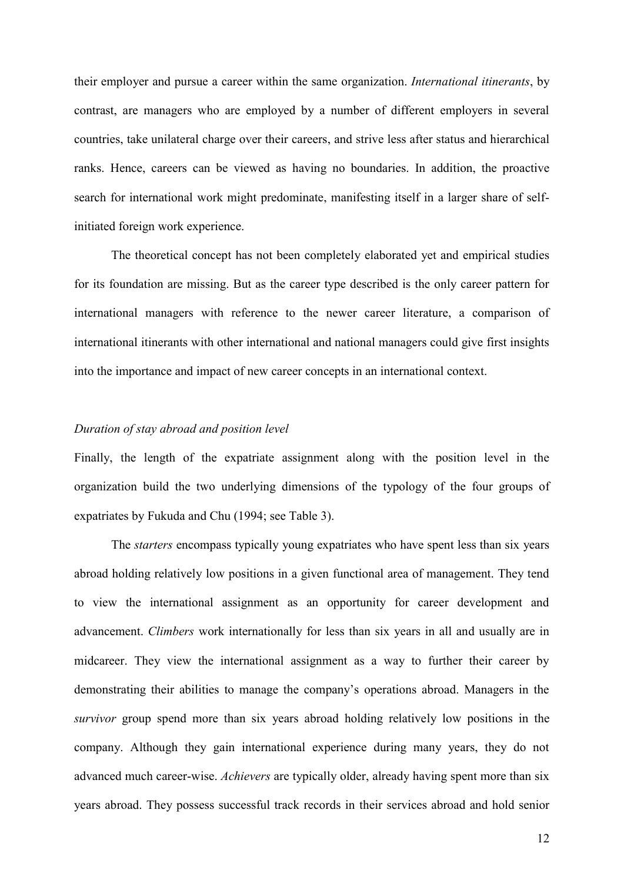their employer and pursue a career within the same organization. *International itinerants*, by contrast, are managers who are employed by a number of different employers in several countries, take unilateral charge over their careers, and strive less after status and hierarchical ranks. Hence, careers can be viewed as having no boundaries. In addition, the proactive search for international work might predominate, manifesting itself in a larger share of self-initiated foreign work experience.

The theoretical concept has not been completely elaborated yet and empirical studies for its foundation are missing. But as the career type described is the only career pattern for international managers with reference to the newer career literature, a comparison of international itinerants with other international and national managers could give first insights into the importance and impact of new career concepts in an international context.

*Duration of stay abroad and position level*

Finally, the length of the expatriate assignment along with the position level in the organization build the two underlying dimensions of the typology of the four groups of expatriates by Fukuda and Chu (1994; see Table 3).

The *starters* encompass typically young expatriates who have spent less than six years abroad holding relatively low positions in a given functional area of management. They tend to view the international assignment as an opportunity for career development and advancement. *Climbers* work internationally for less than six years in all and usually are in midcareer. They view the international assignment as a way to further their career by demonstrating their abilities to manage the company's operations abroad. Managers in the *survivor* group spend more than six years abroad holding relatively low positions in the company. Although they gain international experience during many years, they do not advanced much career-wise. *Achievers* are typically older, already having spent more than six years abroad. They possess successful track records in their services abroad and hold senior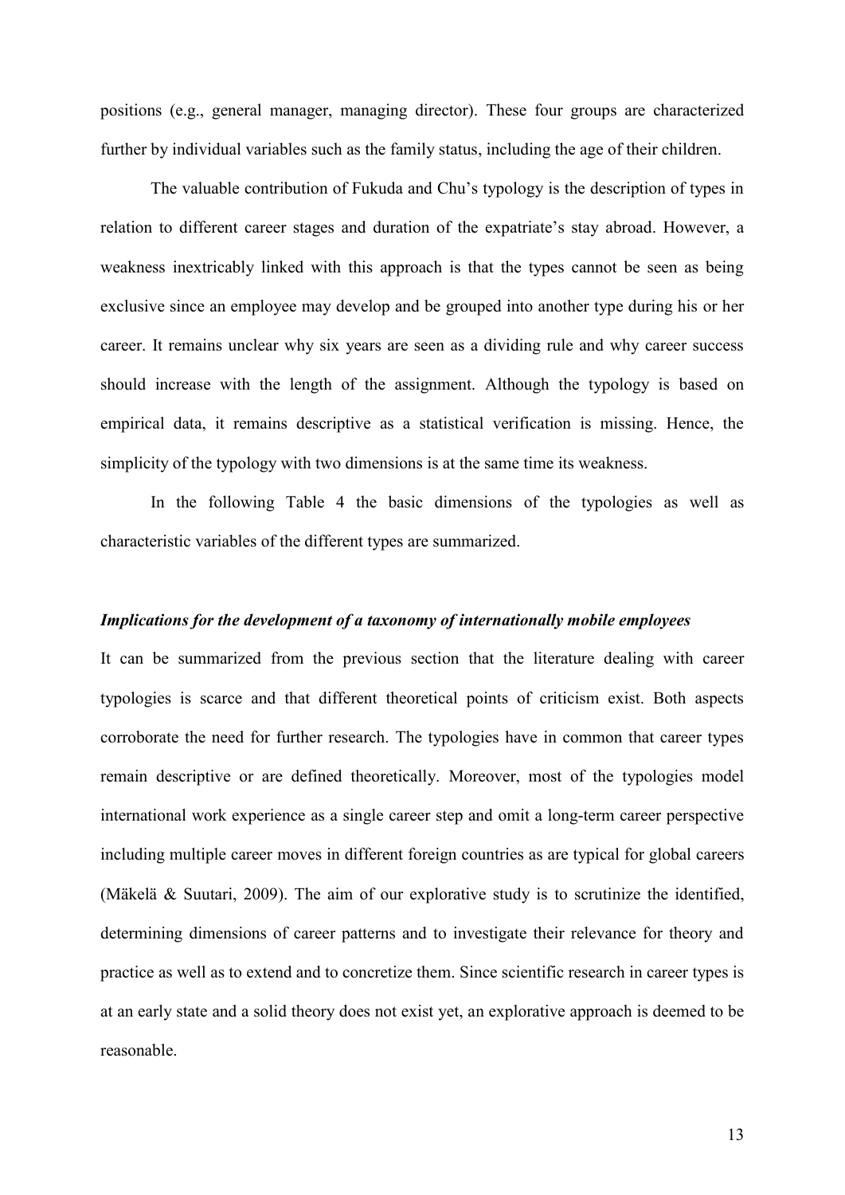positions (e.g., general manager, managing director). These four groups are characterized further by individual variables such as the family status, including the age of their children.

The valuable contribution of Fukuda and Chu's typology is the description of types in relation to different career stages and duration of the expatriate's stay abroad. However, a weakness inextricably linked with this approach is that the types cannot be seen as being exclusive since an employee may develop and be grouped into another type during his or her career. It remains unclear why six years are seen as a dividing rule and why career success should increase with the length of the assignment. Although the typology is based on empirical data, it remains descriptive as a statistical verification is missing. Hence, the simplicity of the typology with two dimensions is at the same time its weakness.

In the following Table 4 the basic dimensions of the typologies as well as characteristic variables of the different types are summarized.

### *Implications for the development of a taxonomy of internationally mobile employees*

It can be summarized from the previous section that the literature dealing with career typologies is scarce and that different theoretical points of criticism exist. Both aspects corroborate the need for further research. The typologies have in common that career types remain descriptive or are defined theoretically. Moreover, most of the typologies model international work experience as a single career step and omit a long-term career perspective including multiple career moves in different foreign countries as are typical for global careers (Mäkelä & Suutari, 2009). The aim of our explorative study is to scrutinize the identified, determining dimensions of career patterns and to investigate their relevance for theory and practice as well as to extend and to concretize them. Since scientific research in career types is at an early state and a solid theory does not exist yet, an explorative approach is deemed to be reasonable.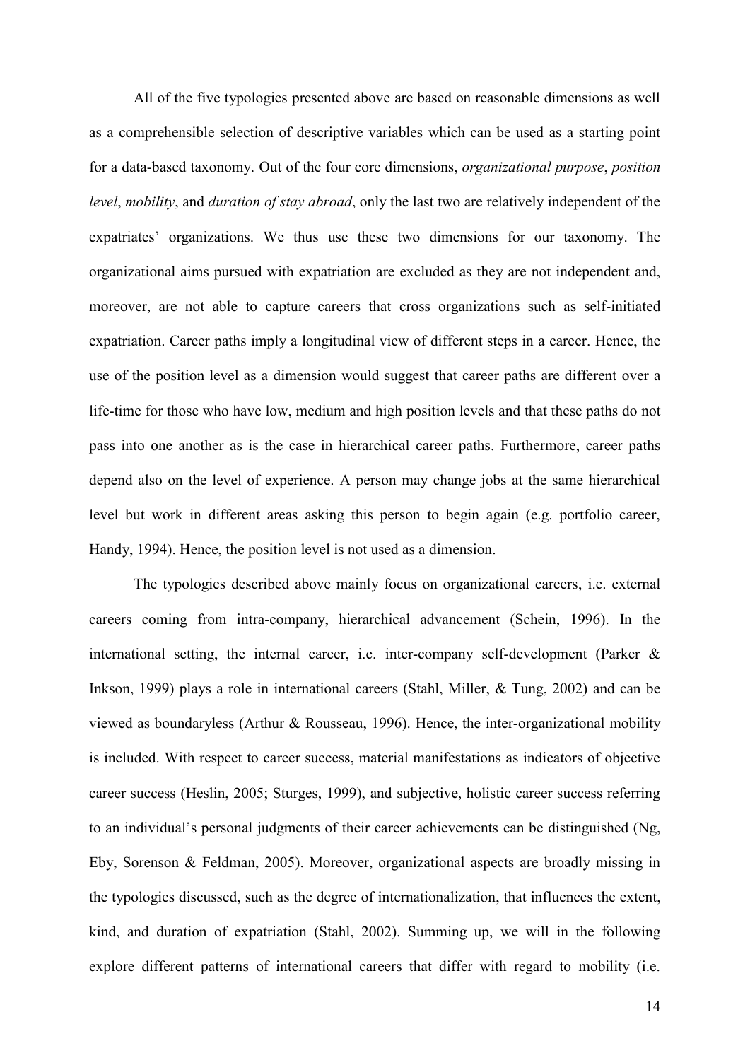All of the five typologies presented above are based on reasonable dimensions as well as a comprehensible selection of descriptive variables which can be used as a starting point for a data-based taxonomy. Out of the four core dimensions, *organizational purpose*, *position level*, *mobility*, and *duration of stay abroad*, only the last two are relatively independent of the expatriates' organizations. We thus use these two dimensions for our taxonomy. The organizational aims pursued with expatriation are excluded as they are not independent and, moreover, are not able to capture careers that cross organizations such as self-initiated expatriation. Career paths imply a longitudinal view of different steps in a career. Hence, the use of the position level as a dimension would suggest that career paths are different over a life-time for those who have low, medium and high position levels and that these paths do not pass into one another as is the case in hierarchical career paths. Furthermore, career paths depend also on the level of experience. A person may change jobs at the same hierarchical level but work in different areas asking this person to begin again (e.g. portfolio career, Handy, 1994). Hence, the position level is not used as a dimension.

The typologies described above mainly focus on organizational careers, i.e. external careers coming from intra-company, hierarchical advancement (Schein, 1996). In the international setting, the internal career, i.e. inter-company self-development (Parker & Inkson, 1999) plays a role in international careers (Stahl, Miller, & Tung, 2002) and can be viewed as boundaryless (Arthur & Rousseau, 1996). Hence, the inter-organizational mobility is included. With respect to career success, material manifestations as indicators of objective career success (Heslin, 2005; Sturges, 1999), and subjective, holistic career success referring to an individual's personal judgments of their career achievements can be distinguished (Ng, Eby, Sorenson & Feldman, 2005). Moreover, organizational aspects are broadly missing in the typologies discussed, such as the degree of internationalization, that influences the extent, kind, and duration of expatriation (Stahl, 2002). Summing up, we will in the following explore different patterns of international careers that differ with regard to mobility (i.e.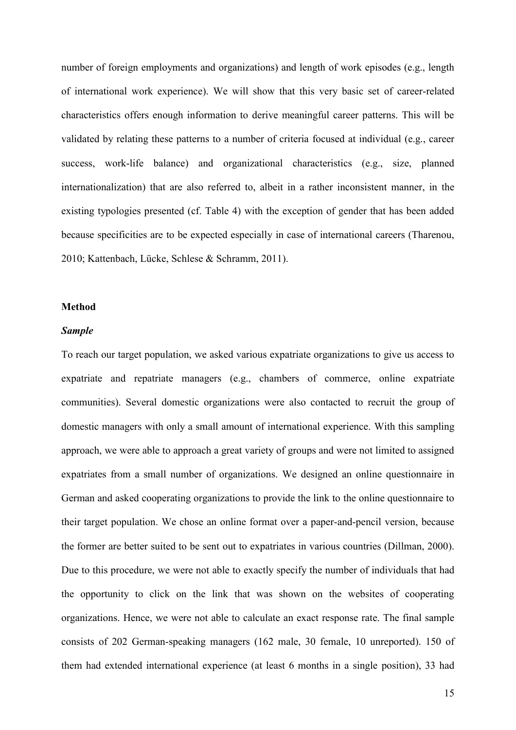number of foreign employments and organizations) and length of work episodes (e.g., length of international work experience). We will show that this very basic set of career-related characteristics offers enough information to derive meaningful career patterns. This will be validated by relating these patterns to a number of criteria focused at individual (e.g., career success, work-life balance) and organizational characteristics (e.g., size, planned internationalization) that are also referred to, albeit in a rather inconsistent manner, in the existing typologies presented (cf. Table 4) with the exception of gender that has been added because specificities are to be expected especially in case of international careers (Tharenou, 2010; Kattenbach, Lücke, Schlese & Schramm, 2011).

## Method

### *Sample*

To reach our target population, we asked various expatriate organizations to give us access to expatriate and repatriate managers (e.g., chambers of commerce, online expatriate communities). Several domestic organizations were also contacted to recruit the group of domestic managers with only a small amount of international experience. With this sampling approach, we were able to approach a great variety of groups and were not limited to assigned expatriates from a small number of organizations. We designed an online questionnaire in German and asked cooperating organizations to provide the link to the online questionnaire to their target population. We chose an online format over a paper-and-pencil version, because the former are better suited to be sent out to expatriates in various countries (Dillman, 2000). Due to this procedure, we were not able to exactly specify the number of individuals that had the opportunity to click on the link that was shown on the websites of cooperating organizations. Hence, we were not able to calculate an exact response rate. The final sample consists of 202 German-speaking managers (162 male, 30 female, 10 unreported). 150 of them had extended international experience (at least 6 months in a single position), 33 had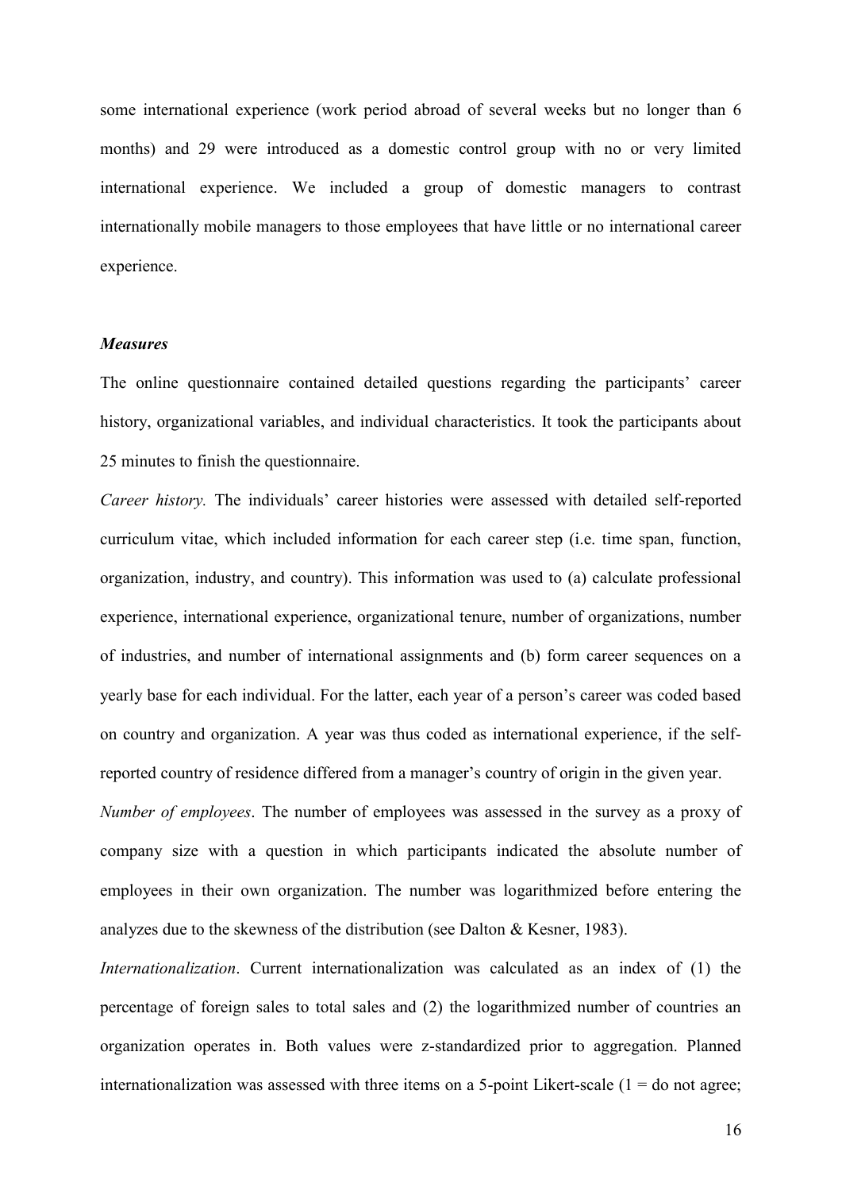some international experience (work period abroad of several weeks but no longer than 6 months) and 29 were introduced as a domestic control group with no or very limited international experience. We included a group of domestic managers to contrast internationally mobile managers to those employees that have little or no international career experience.

### *Measures*

The online questionnaire contained detailed questions regarding the participants' career history, organizational variables, and individual characteristics. It took the participants about 25 minutes to finish the questionnaire.

*Career history.* The individuals' career histories were assessed with detailed self-reported curriculum vitae, which included information for each career step (i.e. time span, function, organization, industry, and country). This information was used to (a) calculate professional experience, international experience, organizational tenure, number of organizations, number of industries, and number of international assignments and (b) form career sequences on a yearly base for each individual. For the latter, each year of a person's career was coded based on country and organization. A year was thus coded as international experience, if the self-reported country of residence differed from a manager's country of origin in the given year.

*Number of employees*. The number of employees was assessed in the survey as a proxy of company size with a question in which participants indicated the absolute number of employees in their own organization. The number was logarithmized before entering the analyzes due to the skewness of the distribution (see Dalton & Kesner, 1983).

*Internationalization*. Current internationalization was calculated as an index of (1) the percentage of foreign sales to total sales and (2) the logarithmized number of countries an organization operates in. Both values were z-standardized prior to aggregation. Planned internationalization was assessed with three items on a 5-point Likert-scale (1 = do not agree;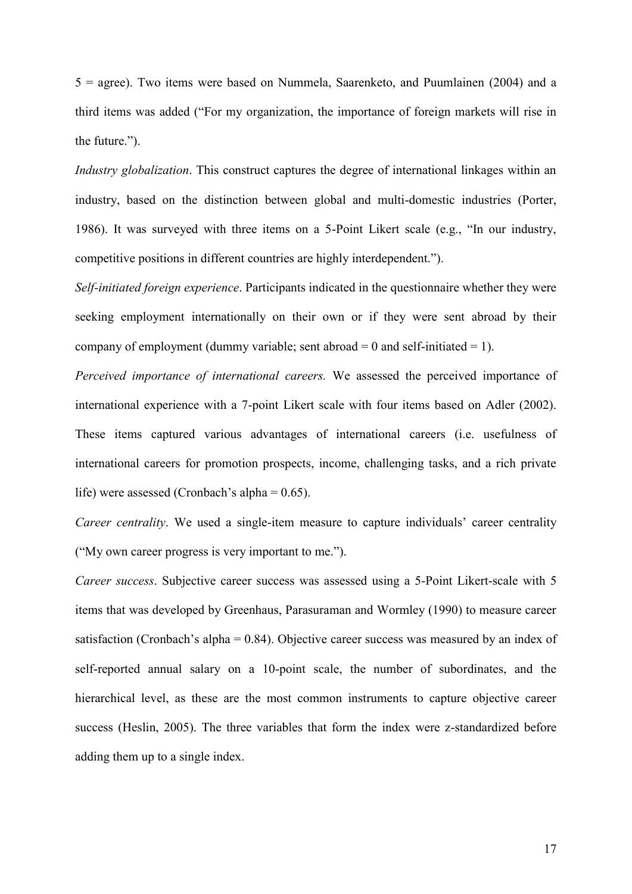5 = agree). Two items were based on Nummela, Saarenketo, and Puumlainen (2004) and a third items was added ("For my organization, the importance of foreign markets will rise in the future.").

*Industry globalization*. This construct captures the degree of international linkages within an industry, based on the distinction between global and multi-domestic industries (Porter, 1986). It was surveyed with three items on a 5-Point Likert scale (e.g., "In our industry, competitive positions in different countries are highly interdependent.").

*Self-initiated foreign experience*. Participants indicated in the questionnaire whether they were seeking employment internationally on their own or if they were sent abroad by their company of employment (dummy variable; sent abroad = 0 and self-initiated = 1).

*Perceived importance of international careers.* We assessed the perceived importance of international experience with a 7-point Likert scale with four items based on Adler (2002). These items captured various advantages of international careers (i.e. usefulness of international careers for promotion prospects, income, challenging tasks, and a rich private life) were assessed (Cronbach's alpha = 0.65).

*Career centrality*. We used a single-item measure to capture individuals' career centrality ("My own career progress is very important to me.").

*Career success*. Subjective career success was assessed using a 5-Point Likert-scale with 5 items that was developed by Greenhaus, Parasuraman and Wormley (1990) to measure career satisfaction (Cronbach's alpha = 0.84). Objective career success was measured by an index of self-reported annual salary on a 10-point scale, the number of subordinates, and the hierarchical level, as these are the most common instruments to capture objective career success (Heslin, 2005). The three variables that form the index were z-standardized before adding them up to a single index.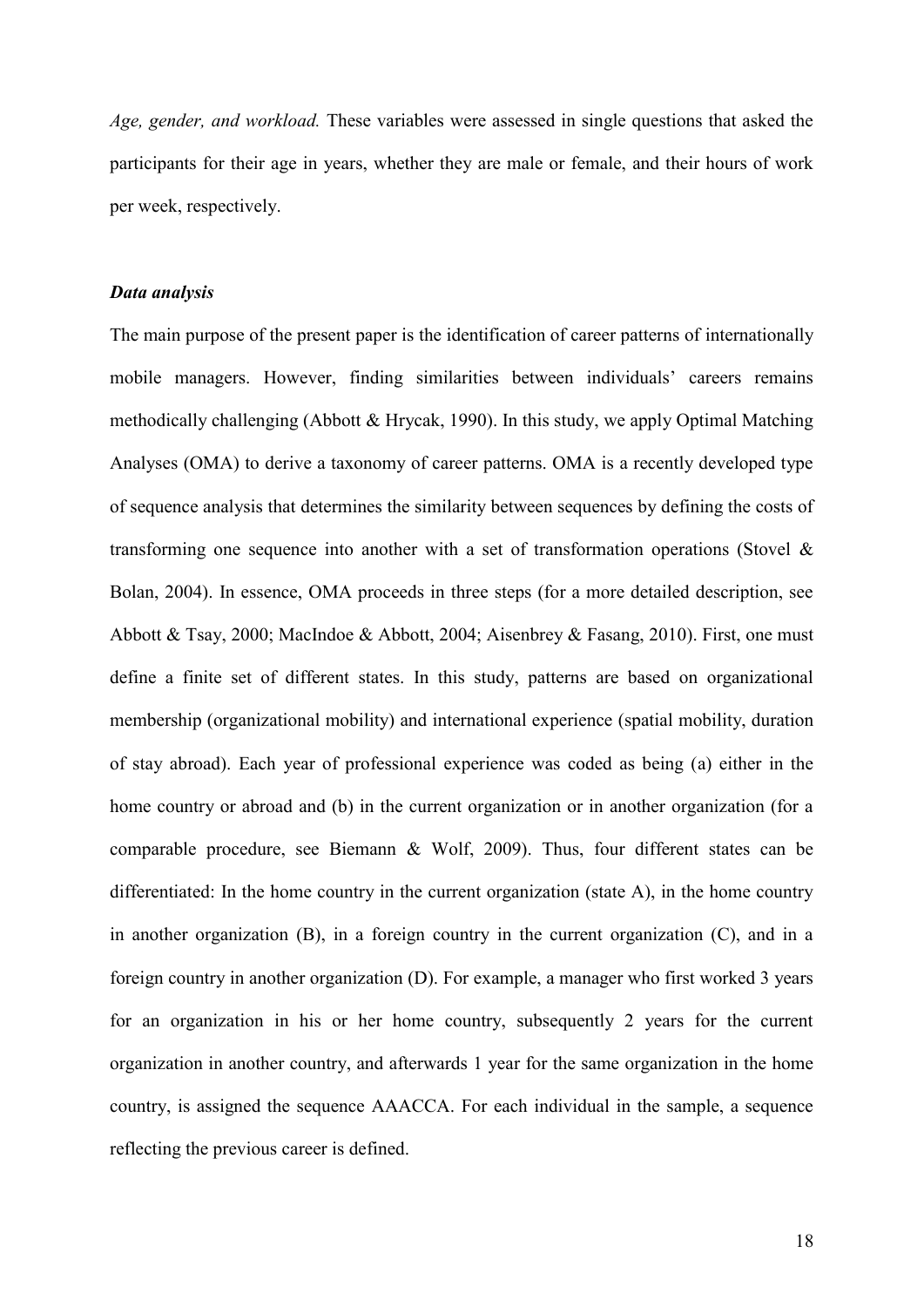*Age, gender, and workload.* These variables were assessed in single questions that asked the participants for their age in years, whether they are male or female, and their hours of work per week, respectively.

### ***Data analysis***

The main purpose of the present paper is the identification of career patterns of internationally mobile managers. However, finding similarities between individuals' careers remains methodically challenging (Abbott & Hrycak, 1990). In this study, we apply Optimal Matching Analyses (OMA) to derive a taxonomy of career patterns. OMA is a recently developed type of sequence analysis that determines the similarity between sequences by defining the costs of transforming one sequence into another with a set of transformation operations (Stovel & Bolan, 2004). In essence, OMA proceeds in three steps (for a more detailed description, see Abbott & Tsay, 2000; MacIndoe & Abbott, 2004; Aisenbrey & Fasang, 2010). First, one must define a finite set of different states. In this study, patterns are based on organizational membership (organizational mobility) and international experience (spatial mobility, duration of stay abroad). Each year of professional experience was coded as being (a) either in the home country or abroad and (b) in the current organization or in another organization (for a comparable procedure, see Biemann & Wolf, 2009). Thus, four different states can be differentiated: In the home country in the current organization (state A), in the home country in another organization (B), in a foreign country in the current organization (C), and in a foreign country in another organization (D). For example, a manager who first worked 3 years for an organization in his or her home country, subsequently 2 years for the current organization in another country, and afterwards 1 year for the same organization in the home country, is assigned the sequence AAACCA. For each individual in the sample, a sequence reflecting the previous career is defined.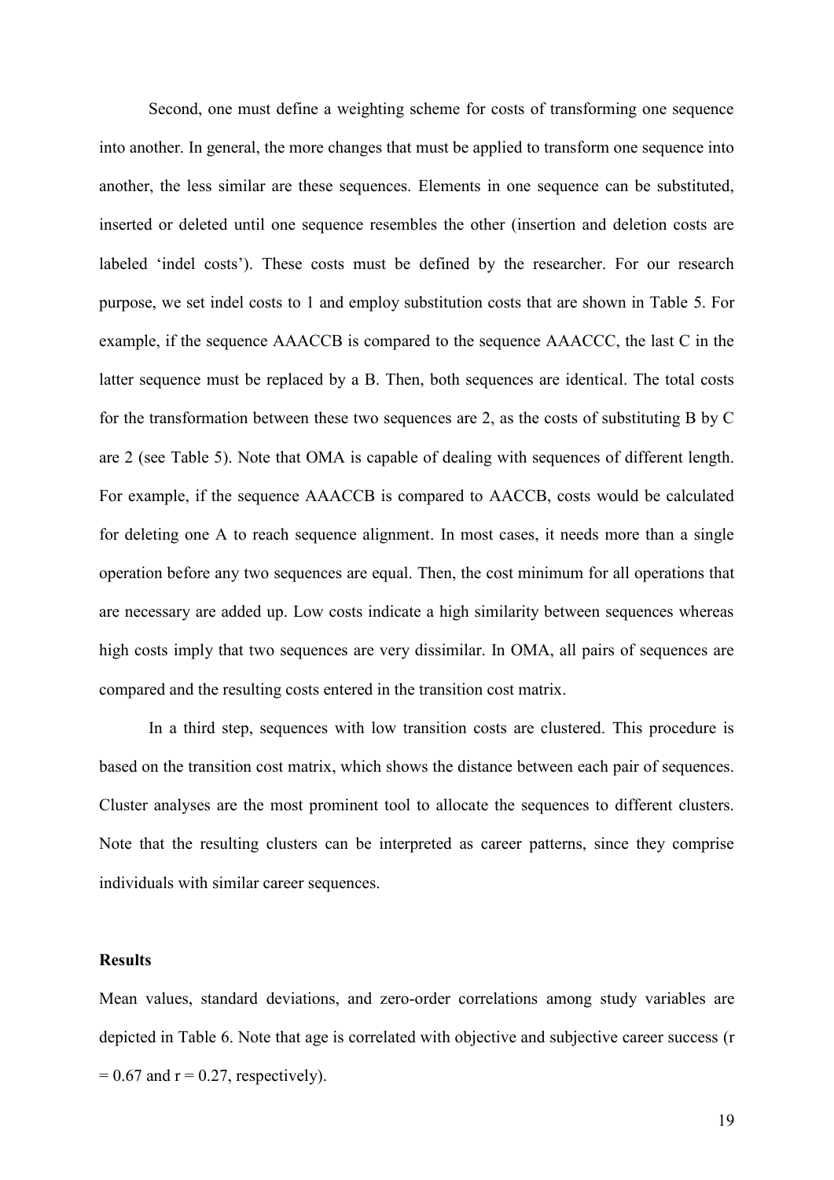Second, one must define a weighting scheme for costs of transforming one sequence into another. In general, the more changes that must be applied to transform one sequence into another, the less similar are these sequences. Elements in one sequence can be substituted, inserted or deleted until one sequence resembles the other (insertion and deletion costs are labeled 'indel costs'). These costs must be defined by the researcher. For our research purpose, we set indel costs to 1 and employ substitution costs that are shown in Table 5. For example, if the sequence AAACCB is compared to the sequence AAACCC, the last C in the latter sequence must be replaced by a B. Then, both sequences are identical. The total costs for the transformation between these two sequences are 2, as the costs of substituting B by C are 2 (see Table 5). Note that OMA is capable of dealing with sequences of different length. For example, if the sequence AAACCB is compared to AACCB, costs would be calculated for deleting one A to reach sequence alignment. In most cases, it needs more than a single operation before any two sequences are equal. Then, the cost minimum for all operations that are necessary are added up. Low costs indicate a high similarity between sequences whereas high costs imply that two sequences are very dissimilar. In OMA, all pairs of sequences are compared and the resulting costs entered in the transition cost matrix.

In a third step, sequences with low transition costs are clustered. This procedure is based on the transition cost matrix, which shows the distance between each pair of sequences. Cluster analyses are the most prominent tool to allocate the sequences to different clusters. Note that the resulting clusters can be interpreted as career patterns, since they comprise individuals with similar career sequences.

## Results

Mean values, standard deviations, and zero-order correlations among study variables are depicted in Table 6. Note that age is correlated with objective and subjective career success ($r = 0.67$ and $r = 0.27$, respectively).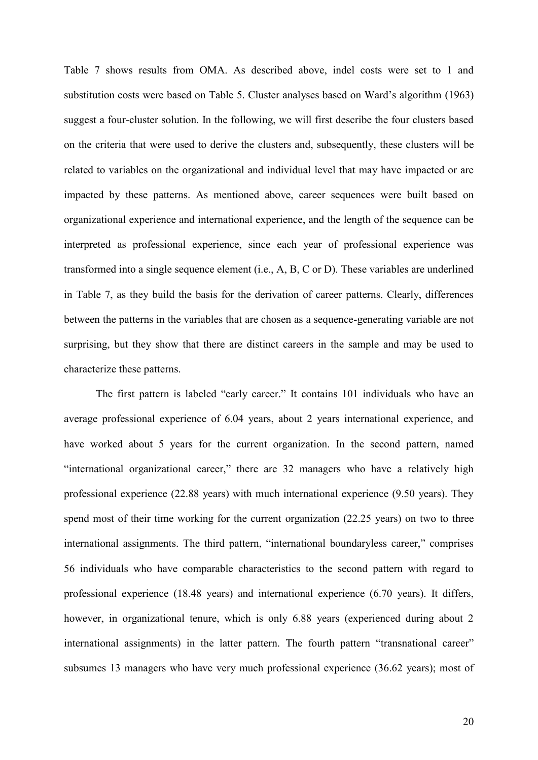Table 7 shows results from OMA. As described above, indel costs were set to 1 and substitution costs were based on Table 5. Cluster analyses based on Ward's algorithm (1963) suggest a four-cluster solution. In the following, we will first describe the four clusters based on the criteria that were used to derive the clusters and, subsequently, these clusters will be related to variables on the organizational and individual level that may have impacted or are impacted by these patterns. As mentioned above, career sequences were built based on organizational experience and international experience, and the length of the sequence can be interpreted as professional experience, since each year of professional experience was transformed into a single sequence element (i.e., A, B, C or D). These variables are underlined in Table 7, as they build the basis for the derivation of career patterns. Clearly, differences between the patterns in the variables that are chosen as a sequence-generating variable are not surprising, but they show that there are distinct careers in the sample and may be used to characterize these patterns.

The first pattern is labeled "early career." It contains 101 individuals who have an average professional experience of 6.04 years, about 2 years international experience, and have worked about 5 years for the current organization. In the second pattern, named "international organizational career," there are 32 managers who have a relatively high professional experience (22.88 years) with much international experience (9.50 years). They spend most of their time working for the current organization (22.25 years) on two to three international assignments. The third pattern, "international boundaryless career," comprises 56 individuals who have comparable characteristics to the second pattern with regard to professional experience (18.48 years) and international experience (6.70 years). It differs, however, in organizational tenure, which is only 6.88 years (experienced during about 2 international assignments) in the latter pattern. The fourth pattern "transnational career" subsumes 13 managers who have very much professional experience (36.62 years); most of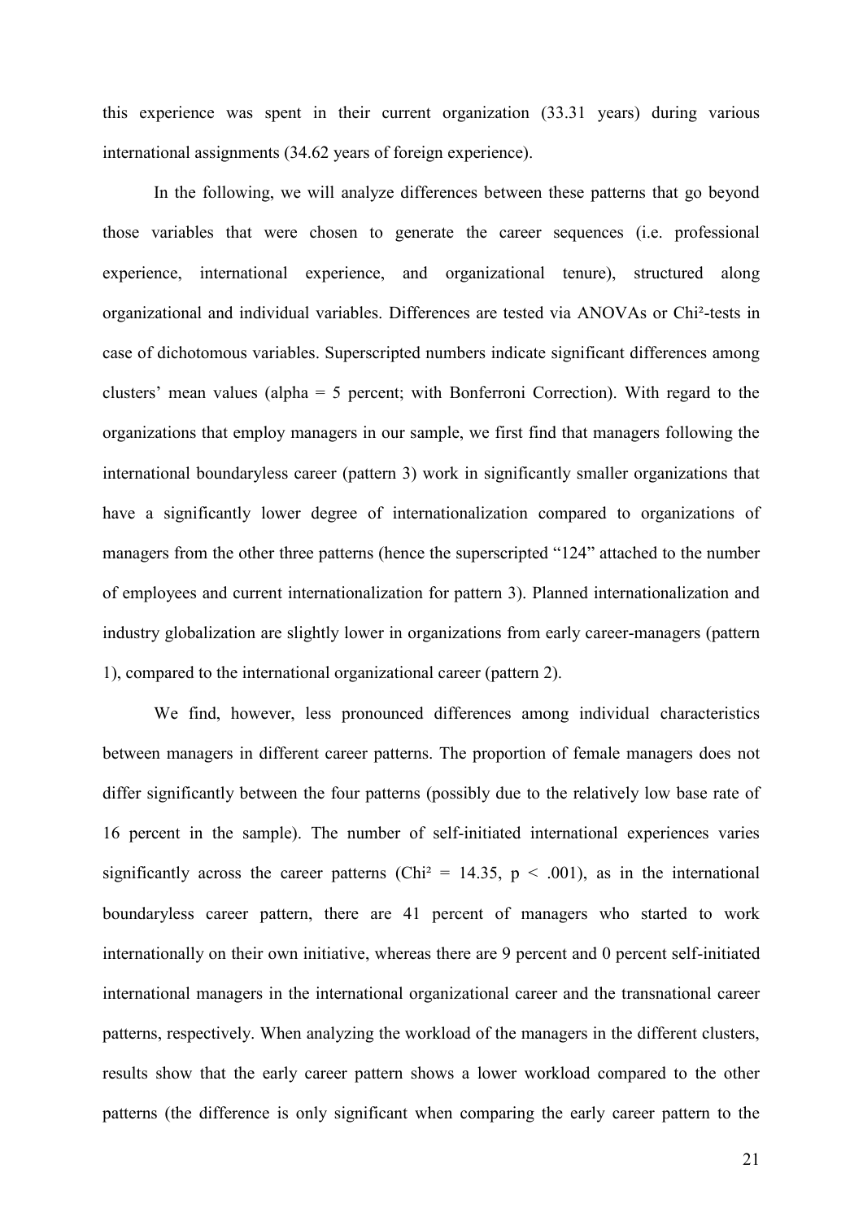this experience was spent in their current organization (33.31 years) during various international assignments (34.62 years of foreign experience).

In the following, we will analyze differences between these patterns that go beyond those variables that were chosen to generate the career sequences (i.e. professional experience, international experience, and organizational tenure), structured along organizational and individual variables. Differences are tested via ANOVAs or Chi²-tests in case of dichotomous variables. Superscripted numbers indicate significant differences among clusters' mean values (alpha = 5 percent; with Bonferroni Correction). With regard to the organizations that employ managers in our sample, we first find that managers following the international boundaryless career (pattern 3) work in significantly smaller organizations that have a significantly lower degree of internationalization compared to organizations of managers from the other three patterns (hence the superscripted "124" attached to the number of employees and current internationalization for pattern 3). Planned internationalization and industry globalization are slightly lower in organizations from early career-managers (pattern 1), compared to the international organizational career (pattern 2).

We find, however, less pronounced differences among individual characteristics between managers in different career patterns. The proportion of female managers does not differ significantly between the four patterns (possibly due to the relatively low base rate of 16 percent in the sample). The number of self-initiated international experiences varies significantly across the career patterns ($Chi^2 = 14.35$, $p < .001$), as in the international boundaryless career pattern, there are 41 percent of managers who started to work internationally on their own initiative, whereas there are 9 percent and 0 percent self-initiated international managers in the international organizational career and the transnational career patterns, respectively. When analyzing the workload of the managers in the different clusters, results show that the early career pattern shows a lower workload compared to the other patterns (the difference is only significant when comparing the early career pattern to the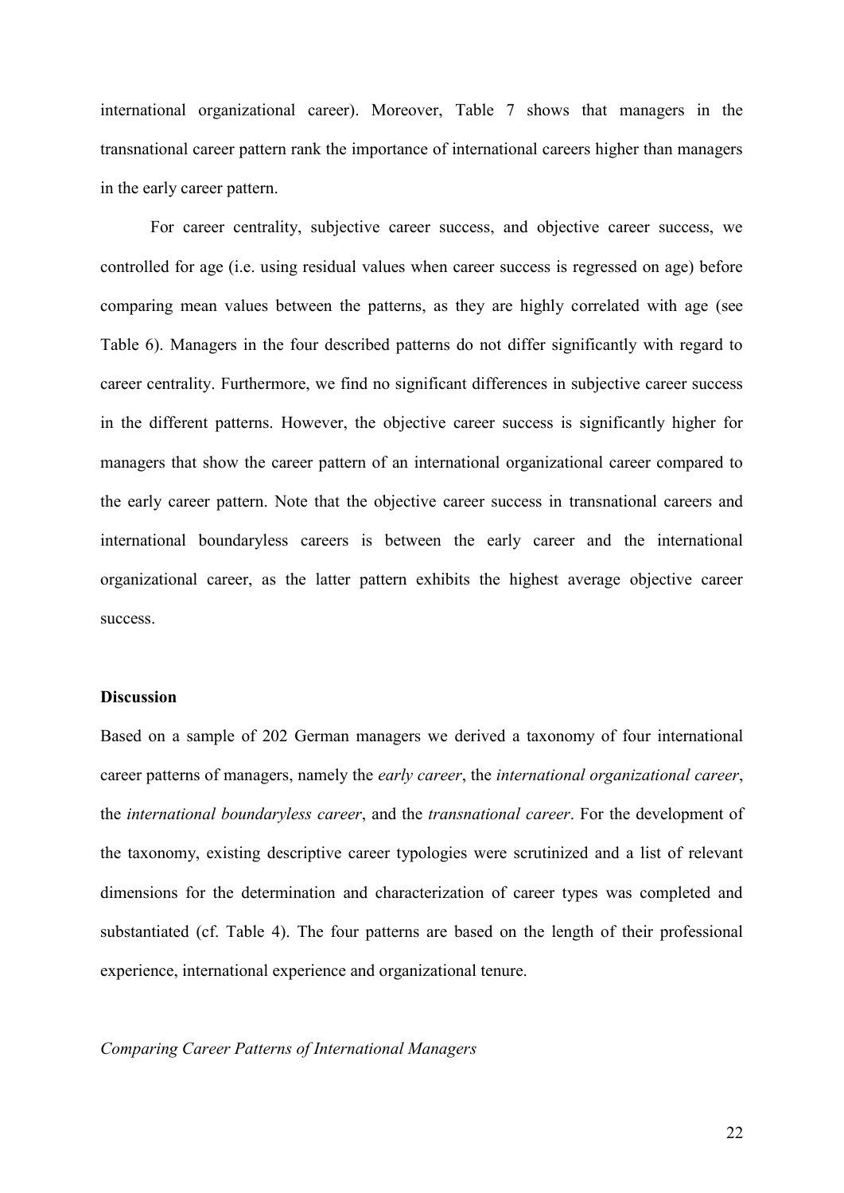international organizational career). Moreover, Table 7 shows that managers in the transnational career pattern rank the importance of international careers higher than managers in the early career pattern.

For career centrality, subjective career success, and objective career success, we controlled for age (i.e. using residual values when career success is regressed on age) before comparing mean values between the patterns, as they are highly correlated with age (see Table 6). Managers in the four described patterns do not differ significantly with regard to career centrality. Furthermore, we find no significant differences in subjective career success in the different patterns. However, the objective career success is significantly higher for managers that show the career pattern of an international organizational career compared to the early career pattern. Note that the objective career success in transnational careers and international boundaryless careers is between the early career and the international organizational career, as the latter pattern exhibits the highest average objective career success.

## Discussion

Based on a sample of 202 German managers we derived a taxonomy of four international career patterns of managers, namely the *early career*, the *international organizational career*, the *international boundaryless career*, and the *transnational career*. For the development of the taxonomy, existing descriptive career typologies were scrutinized and a list of relevant dimensions for the determination and characterization of career types was completed and substantiated (cf. Table 4). The four patterns are based on the length of their professional experience, international experience and organizational tenure.

### *Comparing Career Patterns of International Managers*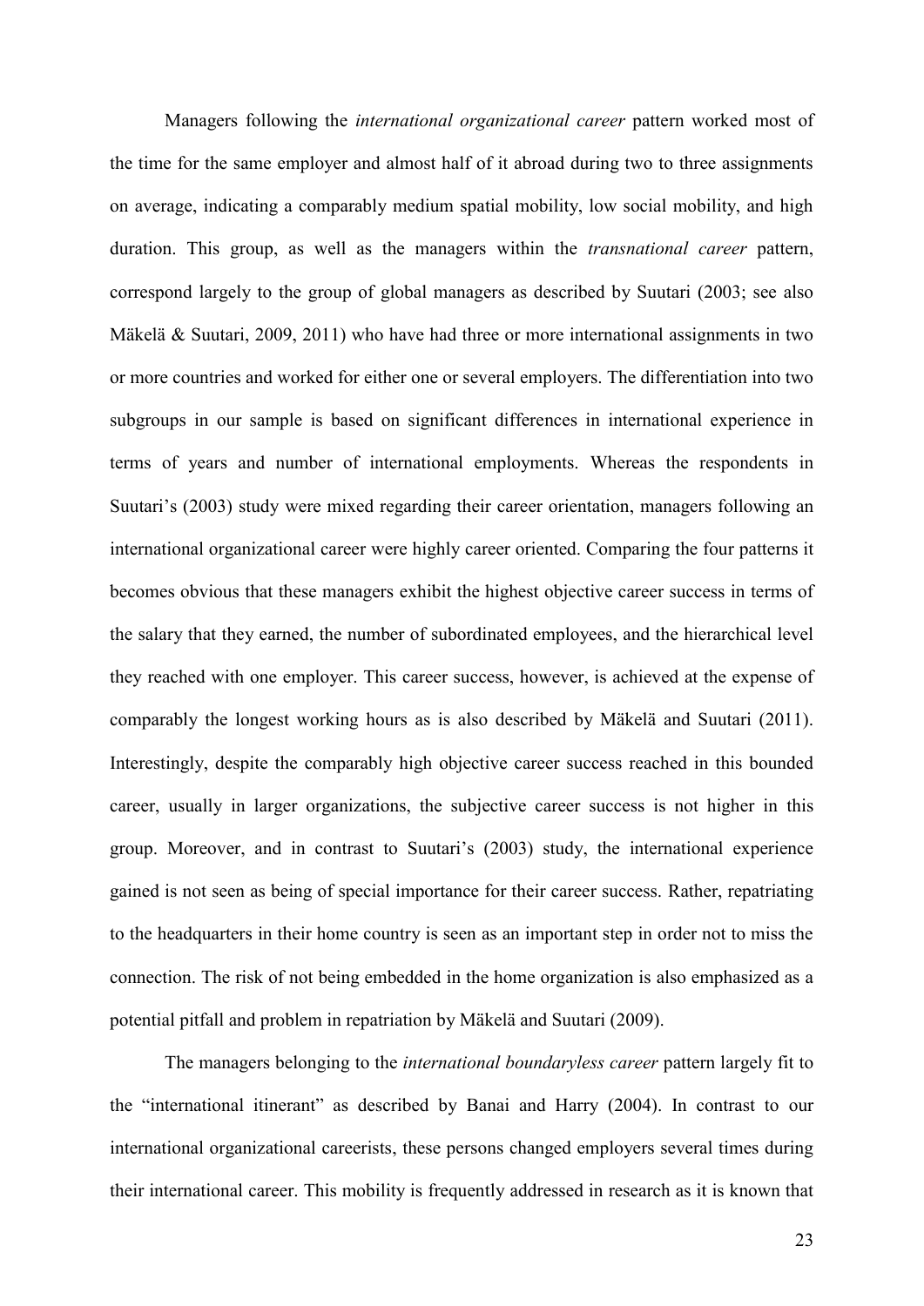Managers following the *international organizational career* pattern worked most of the time for the same employer and almost half of it abroad during two to three assignments on average, indicating a comparably medium spatial mobility, low social mobility, and high duration. This group, as well as the managers within the *transnational career* pattern, correspond largely to the group of global managers as described by Suutari (2003; see also Mäkelä & Suutari, 2009, 2011) who have had three or more international assignments in two or more countries and worked for either one or several employers. The differentiation into two subgroups in our sample is based on significant differences in international experience in terms of years and number of international employments. Whereas the respondents in Suutari's (2003) study were mixed regarding their career orientation, managers following an international organizational career were highly career oriented. Comparing the four patterns it becomes obvious that these managers exhibit the highest objective career success in terms of the salary that they earned, the number of subordinated employees, and the hierarchical level they reached with one employer. This career success, however, is achieved at the expense of comparably the longest working hours as is also described by Mäkelä and Suutari (2011). Interestingly, despite the comparably high objective career success reached in this bounded career, usually in larger organizations, the subjective career success is not higher in this group. Moreover, and in contrast to Suutari's (2003) study, the international experience gained is not seen as being of special importance for their career success. Rather, repatriating to the headquarters in their home country is seen as an important step in order not to miss the connection. The risk of not being embedded in the home organization is also emphasized as a potential pitfall and problem in repatriation by Mäkelä and Suutari (2009).

The managers belonging to the *international boundaryless career* pattern largely fit to the "international itinerant" as described by Banai and Harry (2004). In contrast to our international organizational careerists, these persons changed employers several times during their international career. This mobility is frequently addressed in research as it is known that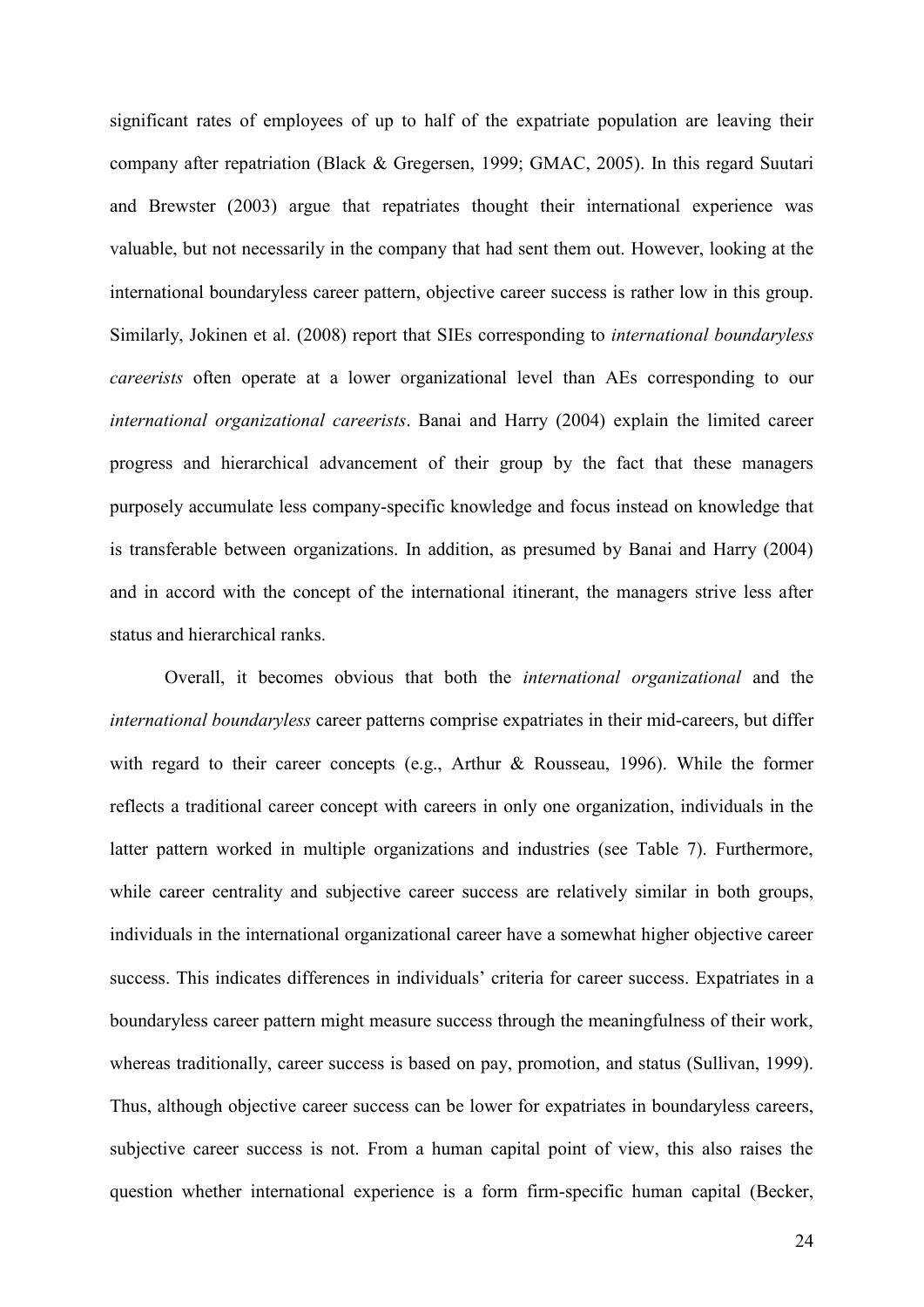significant rates of employees of up to half of the expatriate population are leaving their company after repatriation (Black & Gregersen, 1999; GMAC, 2005). In this regard Suutari and Brewster (2003) argue that repatriates thought their international experience was valuable, but not necessarily in the company that had sent them out. However, looking at the international boundaryless career pattern, objective career success is rather low in this group. Similarly, Jokinen et al. (2008) report that SIEs corresponding to *international boundaryless careerists* often operate at a lower organizational level than AEs corresponding to our *international organizational careerists*. Banai and Harry (2004) explain the limited career progress and hierarchical advancement of their group by the fact that these managers purposely accumulate less company-specific knowledge and focus instead on knowledge that is transferable between organizations. In addition, as presumed by Banai and Harry (2004) and in accord with the concept of the international itinerant, the managers strive less after status and hierarchical ranks.

Overall, it becomes obvious that both the *international organizational* and the *international boundaryless* career patterns comprise expatriates in their mid-careers, but differ with regard to their career concepts (e.g., Arthur & Rousseau, 1996). While the former reflects a traditional career concept with careers in only one organization, individuals in the latter pattern worked in multiple organizations and industries (see Table 7). Furthermore, while career centrality and subjective career success are relatively similar in both groups, individuals in the international organizational career have a somewhat higher objective career success. This indicates differences in individuals' criteria for career success. Expatriates in a boundaryless career pattern might measure success through the meaningfulness of their work, whereas traditionally, career success is based on pay, promotion, and status (Sullivan, 1999). Thus, although objective career success can be lower for expatriates in boundaryless careers, subjective career success is not. From a human capital point of view, this also raises the question whether international experience is a form firm-specific human capital (Becker,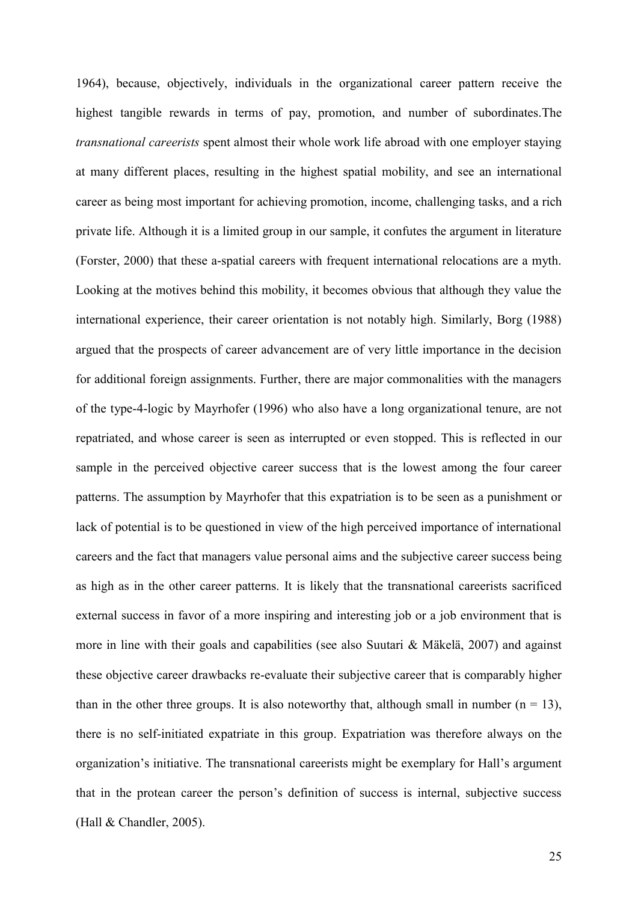1964), because, objectively, individuals in the organizational career pattern receive the highest tangible rewards in terms of pay, promotion, and number of subordinates.The *transnational careerists* spent almost their whole work life abroad with one employer staying at many different places, resulting in the highest spatial mobility, and see an international career as being most important for achieving promotion, income, challenging tasks, and a rich private life. Although it is a limited group in our sample, it confutes the argument in literature (Forster, 2000) that these a-spatial careers with frequent international relocations are a myth. Looking at the motives behind this mobility, it becomes obvious that although they value the international experience, their career orientation is not notably high. Similarly, Borg (1988) argued that the prospects of career advancement are of very little importance in the decision for additional foreign assignments. Further, there are major commonalities with the managers of the type-4-logic by Mayrhofer (1996) who also have a long organizational tenure, are not repatriated, and whose career is seen as interrupted or even stopped. This is reflected in our sample in the perceived objective career success that is the lowest among the four career patterns. The assumption by Mayrhofer that this expatriation is to be seen as a punishment or lack of potential is to be questioned in view of the high perceived importance of international careers and the fact that managers value personal aims and the subjective career success being as high as in the other career patterns. It is likely that the transnational careerists sacrificed external success in favor of a more inspiring and interesting job or a job environment that is more in line with their goals and capabilities (see also Suutari & Mäkelä, 2007) and against these objective career drawbacks re-evaluate their subjective career that is comparably higher than in the other three groups. It is also noteworthy that, although small in number ($n = 13$), there is no self-initiated expatriate in this group. Expatriation was therefore always on the organization's initiative. The transnational careerists might be exemplary for Hall's argument that in the protean career the person's definition of success is internal, subjective success (Hall & Chandler, 2005).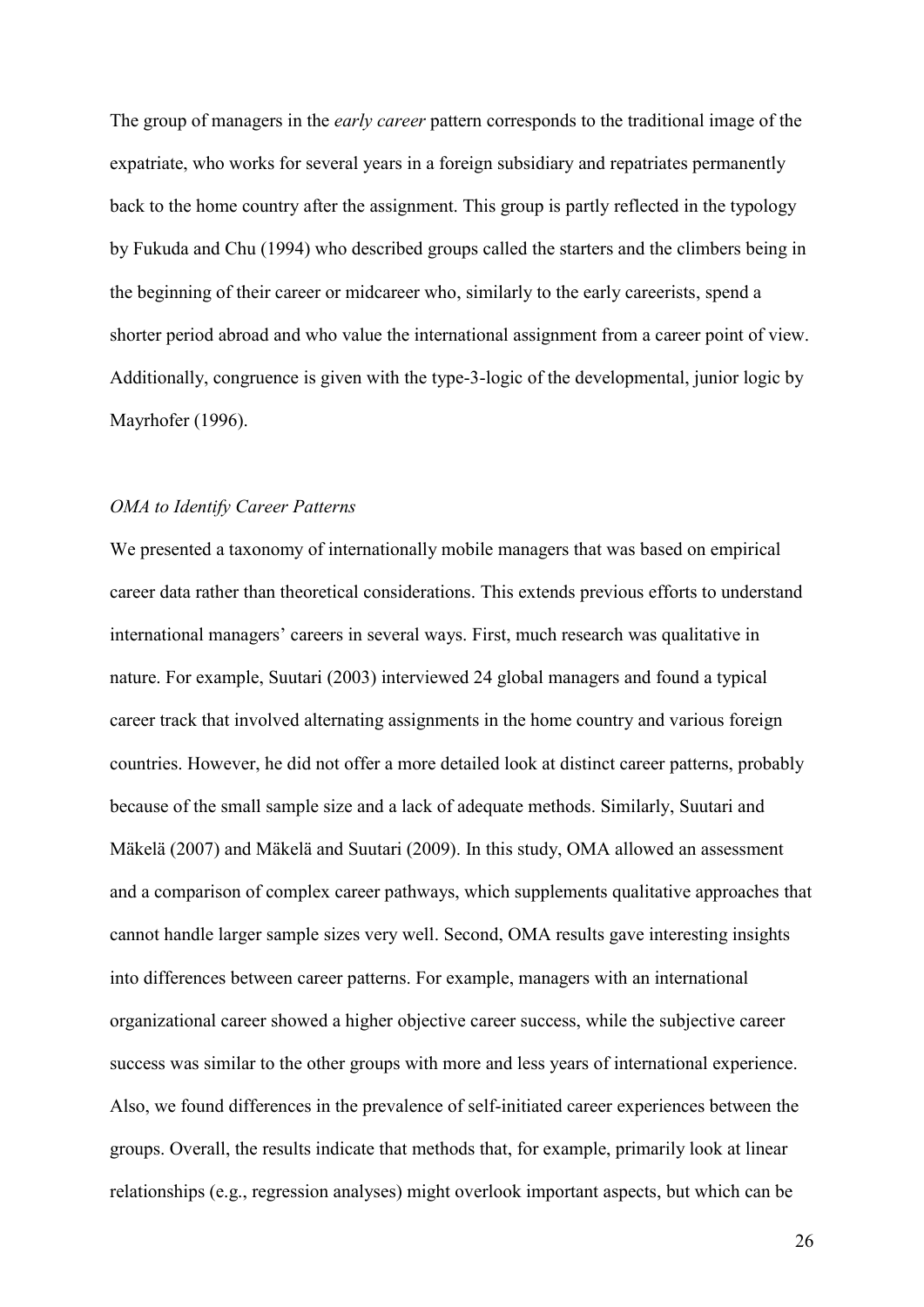The group of managers in the *early career* pattern corresponds to the traditional image of the expatriate, who works for several years in a foreign subsidiary and repatriates permanently back to the home country after the assignment. This group is partly reflected in the typology by Fukuda and Chu (1994) who described groups called the starters and the climbers being in the beginning of their career or midcareer who, similarly to the early careerists, spend a shorter period abroad and who value the international assignment from a career point of view. Additionally, congruence is given with the type-3-logic of the developmental, junior logic by Mayrhofer (1996).

### *OMA to Identify Career Patterns*

We presented a taxonomy of internationally mobile managers that was based on empirical career data rather than theoretical considerations. This extends previous efforts to understand international managers' careers in several ways. First, much research was qualitative in nature. For example, Suutari (2003) interviewed 24 global managers and found a typical career track that involved alternating assignments in the home country and various foreign countries. However, he did not offer a more detailed look at distinct career patterns, probably because of the small sample size and a lack of adequate methods. Similarly, Suutari and Mäkelä (2007) and Mäkelä and Suutari (2009). In this study, OMA allowed an assessment and a comparison of complex career pathways, which supplements qualitative approaches that cannot handle larger sample sizes very well. Second, OMA results gave interesting insights into differences between career patterns. For example, managers with an international organizational career showed a higher objective career success, while the subjective career success was similar to the other groups with more and less years of international experience. Also, we found differences in the prevalence of self-initiated career experiences between the groups. Overall, the results indicate that methods that, for example, primarily look at linear relationships (e.g., regression analyses) might overlook important aspects, but which can be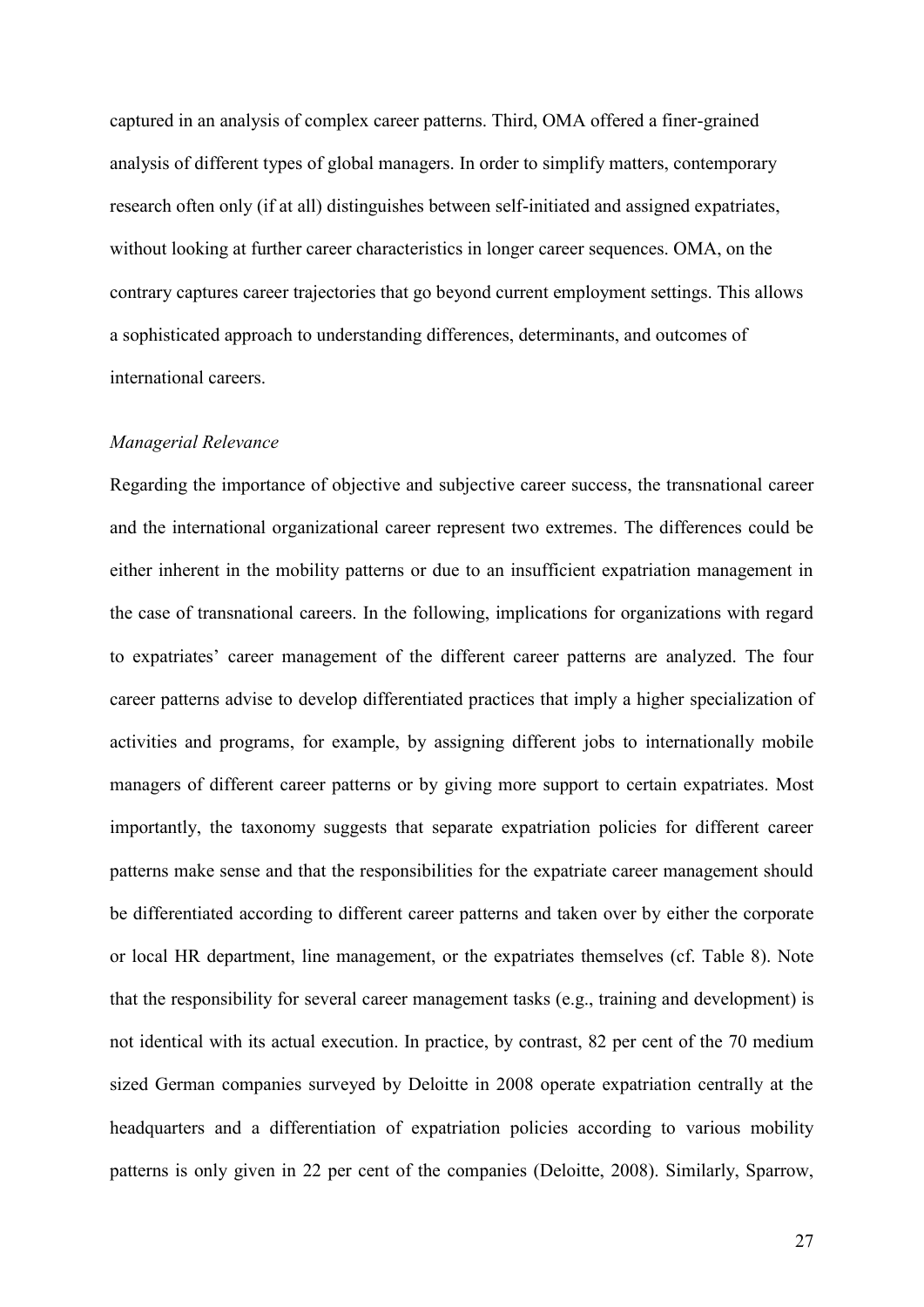captured in an analysis of complex career patterns. Third, OMA offered a finer-grained analysis of different types of global managers. In order to simplify matters, contemporary research often only (if at all) distinguishes between self-initiated and assigned expatriates, without looking at further career characteristics in longer career sequences. OMA, on the contrary captures career trajectories that go beyond current employment settings. This allows a sophisticated approach to understanding differences, determinants, and outcomes of international careers.

*Managerial Relevance*

Regarding the importance of objective and subjective career success, the transnational career and the international organizational career represent two extremes. The differences could be either inherent in the mobility patterns or due to an insufficient expatriation management in the case of transnational careers. In the following, implications for organizations with regard to expatriates' career management of the different career patterns are analyzed. The four career patterns advise to develop differentiated practices that imply a higher specialization of activities and programs, for example, by assigning different jobs to internationally mobile managers of different career patterns or by giving more support to certain expatriates. Most importantly, the taxonomy suggests that separate expatriation policies for different career patterns make sense and that the responsibilities for the expatriate career management should be differentiated according to different career patterns and taken over by either the corporate or local HR department, line management, or the expatriates themselves (cf. Table 8). Note that the responsibility for several career management tasks (e.g., training and development) is not identical with its actual execution. In practice, by contrast, 82 per cent of the 70 medium sized German companies surveyed by Deloitte in 2008 operate expatriation centrally at the headquarters and a differentiation of expatriation policies according to various mobility patterns is only given in 22 per cent of the companies (Deloitte, 2008). Similarly, Sparrow,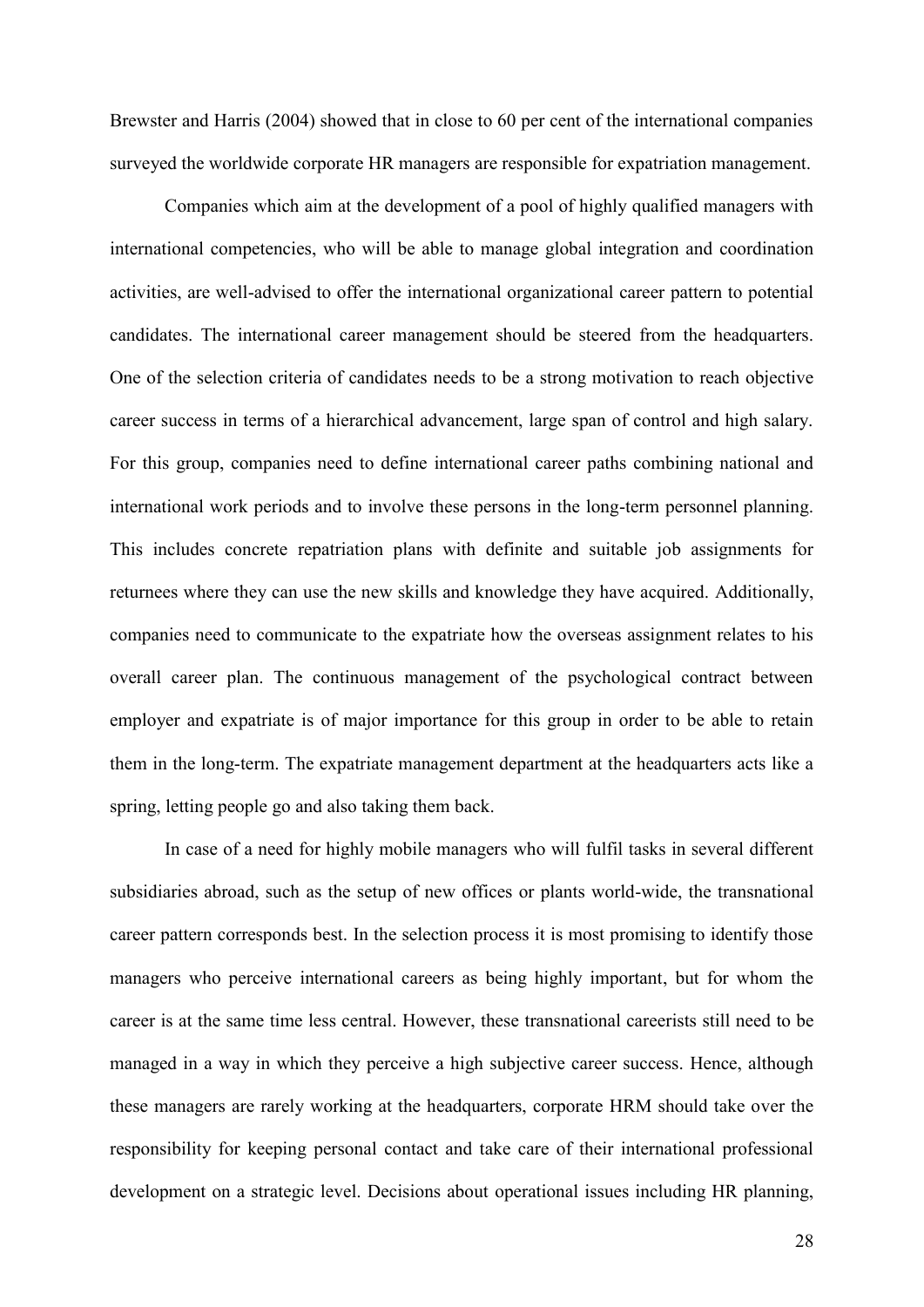Brewster and Harris (2004) showed that in close to 60 per cent of the international companies surveyed the worldwide corporate HR managers are responsible for expatriation management.

Companies which aim at the development of a pool of highly qualified managers with international competencies, who will be able to manage global integration and coordination activities, are well-advised to offer the international organizational career pattern to potential candidates. The international career management should be steered from the headquarters. One of the selection criteria of candidates needs to be a strong motivation to reach objective career success in terms of a hierarchical advancement, large span of control and high salary. For this group, companies need to define international career paths combining national and international work periods and to involve these persons in the long-term personnel planning. This includes concrete repatriation plans with definite and suitable job assignments for returnees where they can use the new skills and knowledge they have acquired. Additionally, companies need to communicate to the expatriate how the overseas assignment relates to his overall career plan. The continuous management of the psychological contract between employer and expatriate is of major importance for this group in order to be able to retain them in the long-term. The expatriate management department at the headquarters acts like a spring, letting people go and also taking them back.

In case of a need for highly mobile managers who will fulfil tasks in several different subsidiaries abroad, such as the setup of new offices or plants world-wide, the transnational career pattern corresponds best. In the selection process it is most promising to identify those managers who perceive international careers as being highly important, but for whom the career is at the same time less central. However, these transnational careerists still need to be managed in a way in which they perceive a high subjective career success. Hence, although these managers are rarely working at the headquarters, corporate HRM should take over the responsibility for keeping personal contact and take care of their international professional development on a strategic level. Decisions about operational issues including HR planning,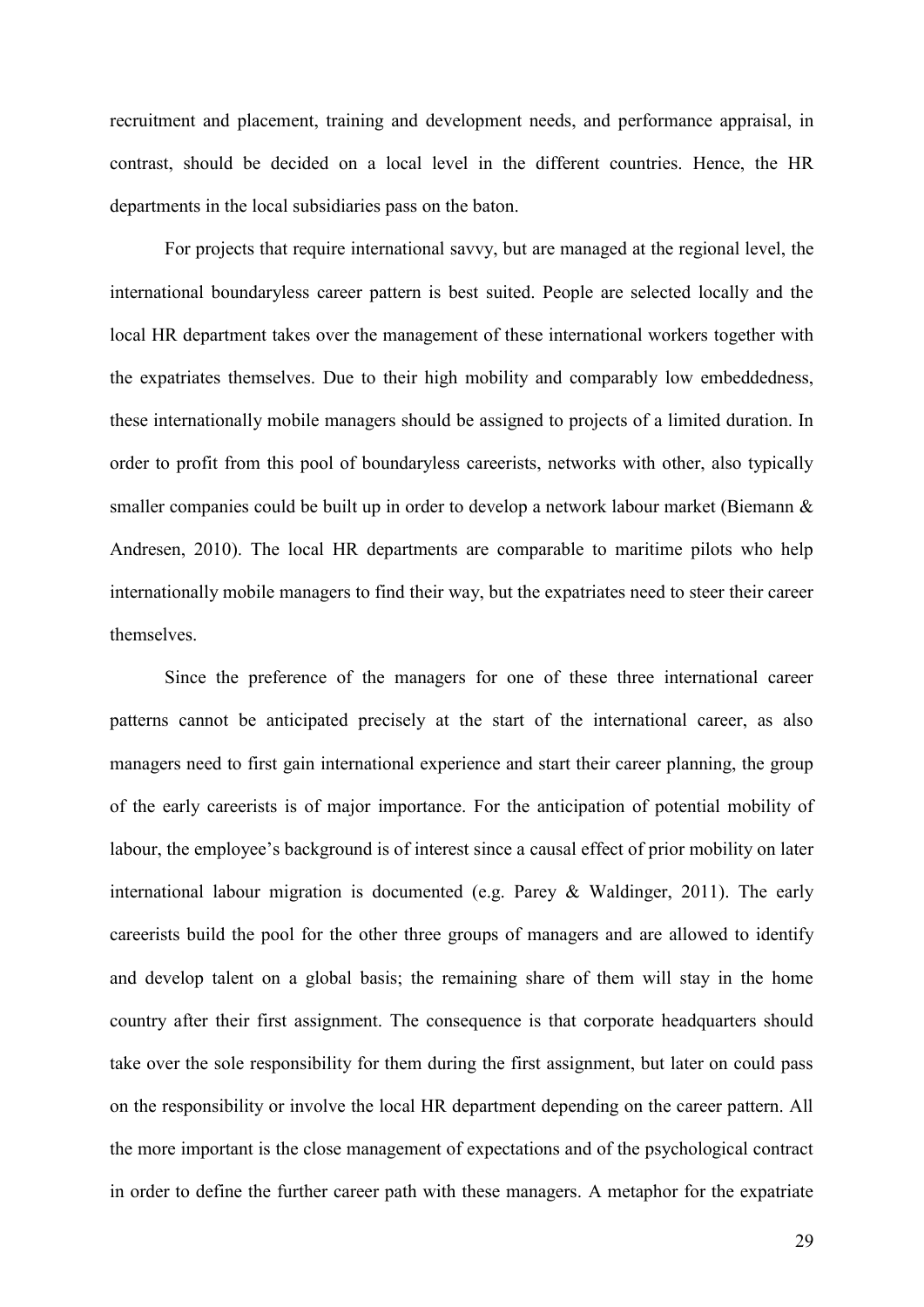recruitment and placement, training and development needs, and performance appraisal, in contrast, should be decided on a local level in the different countries. Hence, the HR departments in the local subsidiaries pass on the baton.

For projects that require international savvy, but are managed at the regional level, the international boundaryless career pattern is best suited. People are selected locally and the local HR department takes over the management of these international workers together with the expatriates themselves. Due to their high mobility and comparably low embeddedness, these internationally mobile managers should be assigned to projects of a limited duration. In order to profit from this pool of boundaryless careerists, networks with other, also typically smaller companies could be built up in order to develop a network labour market (Biemann & Andresen, 2010). The local HR departments are comparable to maritime pilots who help internationally mobile managers to find their way, but the expatriates need to steer their career themselves.

Since the preference of the managers for one of these three international career patterns cannot be anticipated precisely at the start of the international career, as also managers need to first gain international experience and start their career planning, the group of the early careerists is of major importance. For the anticipation of potential mobility of labour, the employee's background is of interest since a causal effect of prior mobility on later international labour migration is documented (e.g. Parey & Waldinger, 2011). The early careerists build the pool for the other three groups of managers and are allowed to identify and develop talent on a global basis; the remaining share of them will stay in the home country after their first assignment. The consequence is that corporate headquarters should take over the sole responsibility for them during the first assignment, but later on could pass on the responsibility or involve the local HR department depending on the career pattern. All the more important is the close management of expectations and of the psychological contract in order to define the further career path with these managers. A metaphor for the expatriate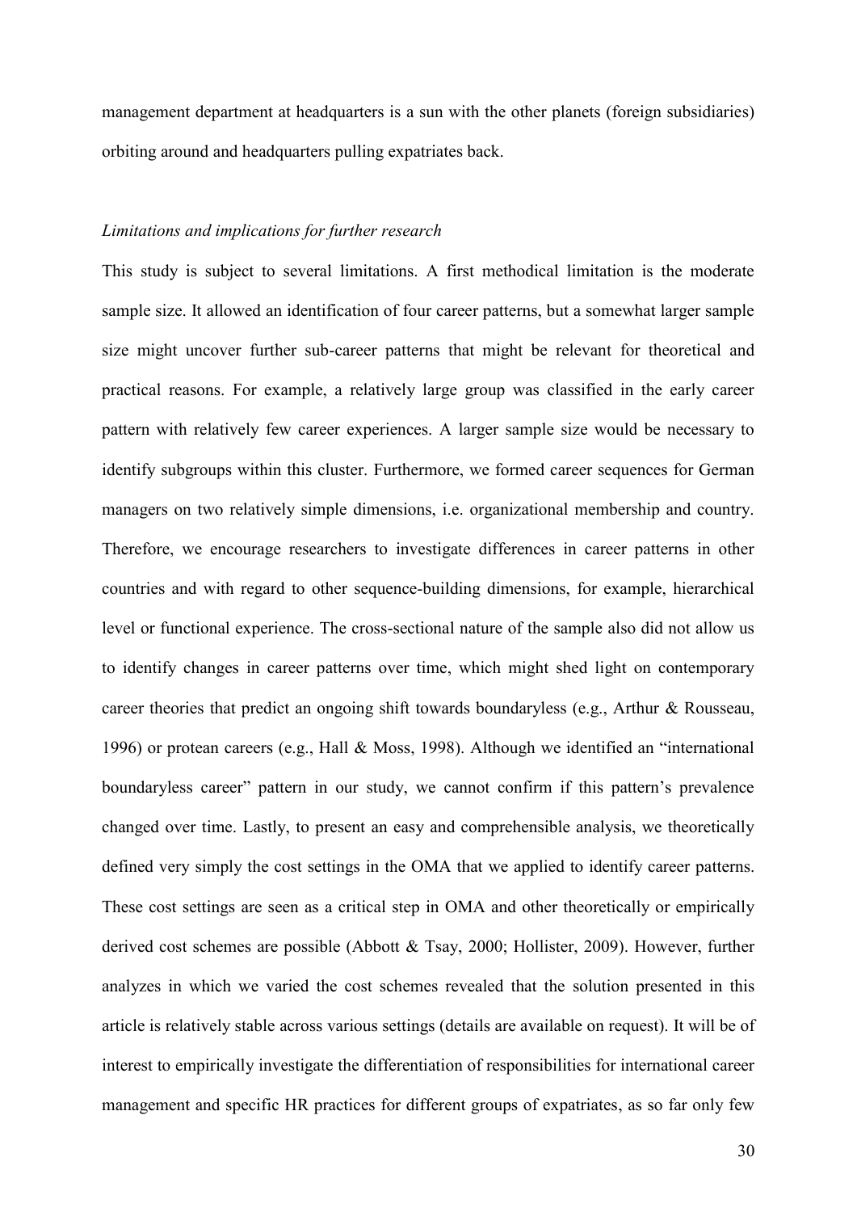management department at headquarters is a sun with the other planets (foreign subsidiaries) orbiting around and headquarters pulling expatriates back.

*Limitations and implications for further research*

This study is subject to several limitations. A first methodical limitation is the moderate sample size. It allowed an identification of four career patterns, but a somewhat larger sample size might uncover further sub-career patterns that might be relevant for theoretical and practical reasons. For example, a relatively large group was classified in the early career pattern with relatively few career experiences. A larger sample size would be necessary to identify subgroups within this cluster. Furthermore, we formed career sequences for German managers on two relatively simple dimensions, i.e. organizational membership and country. Therefore, we encourage researchers to investigate differences in career patterns in other countries and with regard to other sequence-building dimensions, for example, hierarchical level or functional experience. The cross-sectional nature of the sample also did not allow us to identify changes in career patterns over time, which might shed light on contemporary career theories that predict an ongoing shift towards boundaryless (e.g., Arthur & Rousseau, 1996) or protean careers (e.g., Hall & Moss, 1998). Although we identified an "international boundaryless career" pattern in our study, we cannot confirm if this pattern's prevalence changed over time. Lastly, to present an easy and comprehensible analysis, we theoretically defined very simply the cost settings in the OMA that we applied to identify career patterns. These cost settings are seen as a critical step in OMA and other theoretically or empirically derived cost schemes are possible (Abbott & Tsay, 2000; Hollister, 2009). However, further analyzes in which we varied the cost schemes revealed that the solution presented in this article is relatively stable across various settings (details are available on request). It will be of interest to empirically investigate the differentiation of responsibilities for international career management and specific HR practices for different groups of expatriates, as so far only few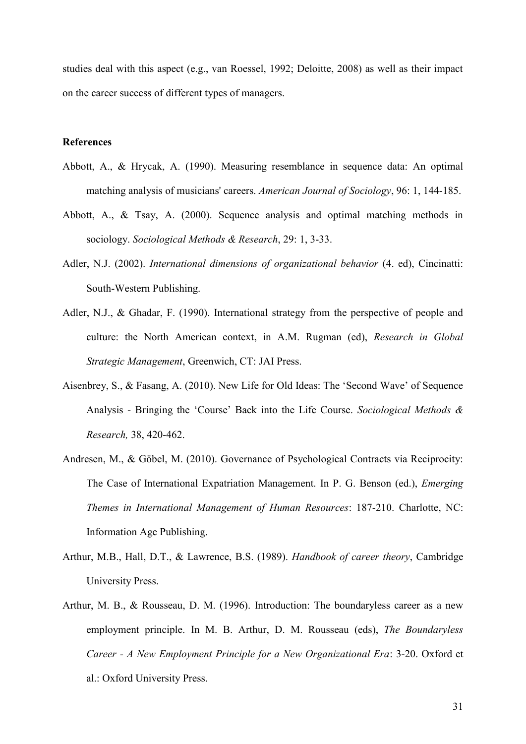studies deal with this aspect (e.g., van Roessel, 1992; Deloitte, 2008) as well as their impact on the career success of different types of managers.

**References**

Abbott, A., & Hrycak, A. (1990). Measuring resemblance in sequence data: An optimal matching analysis of musicians' careers. *American Journal of Sociology*, 96: 1, 144-185.

Abbott, A., & Tsay, A. (2000). Sequence analysis and optimal matching methods in sociology. *Sociological Methods & Research*, 29: 1, 3-33.

Adler, N.J. (2002). *International dimensions of organizational behavior* (4. ed), Cincinatti: South-Western Publishing.

Adler, N.J., & Ghadar, F. (1990). International strategy from the perspective of people and culture: the North American context, in A.M. Rugman (ed), *Research in Global Strategic Management*, Greenwich, CT: JAI Press.

Aisenbrey, S., & Fasang, A. (2010). New Life for Old Ideas: The 'Second Wave' of Sequence Analysis - Bringing the 'Course' Back into the Life Course. *Sociological Methods & Research,* 38, 420-462.

Andresen, M., & Göbel, M. (2010). Governance of Psychological Contracts via Reciprocity: The Case of International Expatriation Management. In P. G. Benson (ed.), *Emerging Themes in International Management of Human Resources*: 187-210. Charlotte, NC: Information Age Publishing.

Arthur, M.B., Hall, D.T., & Lawrence, B.S. (1989). *Handbook of career theory*, Cambridge University Press.

Arthur, M. B., & Rousseau, D. M. (1996). Introduction: The boundaryless career as a new employment principle. In M. B. Arthur, D. M. Rousseau (eds), *The Boundaryless Career - A New Employment Principle for a New Organizational Era*: 3-20. Oxford et al.: Oxford University Press.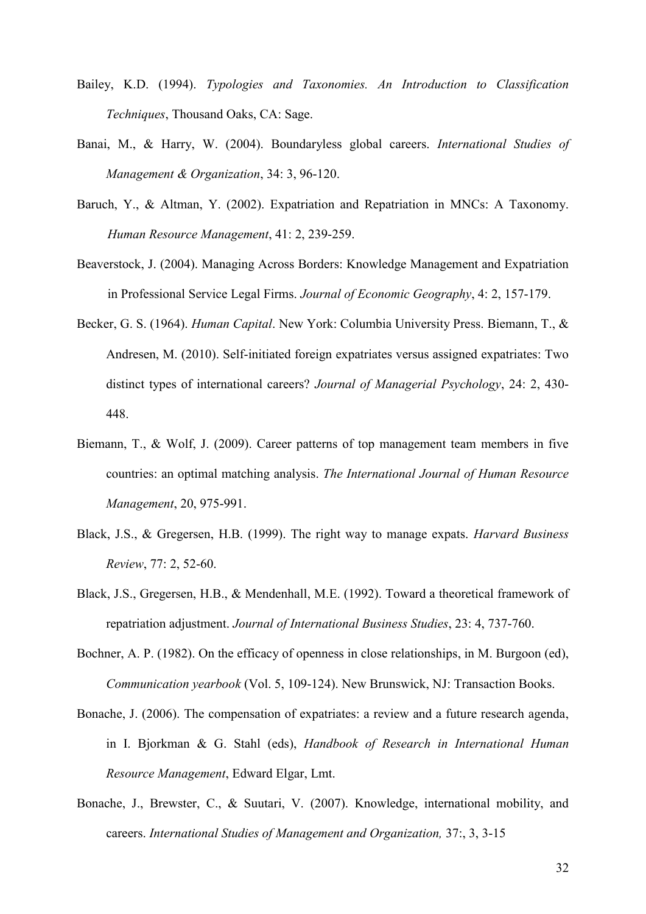Bailey, K.D. (1994). *Typologies and Taxonomies. An Introduction to Classification Techniques*, Thousand Oaks, CA: Sage.

Banai, M., & Harry, W. (2004). Boundaryless global careers. *International Studies of Management & Organization*, 34: 3, 96-120.

Baruch, Y., & Altman, Y. (2002). Expatriation and Repatriation in MNCs: A Taxonomy. *Human Resource Management*, 41: 2, 239-259.

Beaverstock, J. (2004). Managing Across Borders: Knowledge Management and Expatriation in Professional Service Legal Firms. *Journal of Economic Geography*, 4: 2, 157-179.

Becker, G. S. (1964). *Human Capital*. New York: Columbia University Press. Biemann, T., & Andresen, M. (2010). Self-initiated foreign expatriates versus assigned expatriates: Two distinct types of international careers? *Journal of Managerial Psychology*, 24: 2, 430-448.

Biemann, T., & Wolf, J. (2009). Career patterns of top management team members in five countries: an optimal matching analysis. *The International Journal of Human Resource Management*, 20, 975-991.

Black, J.S., & Gregersen, H.B. (1999). The right way to manage expats. *Harvard Business Review*, 77: 2, 52-60.

Black, J.S., Gregersen, H.B., & Mendenhall, M.E. (1992). Toward a theoretical framework of repatriation adjustment. *Journal of International Business Studies*, 23: 4, 737-760.

Bochner, A. P. (1982). On the efficacy of openness in close relationships, in M. Burgoon (ed), *Communication yearbook* (Vol. 5, 109-124). New Brunswick, NJ: Transaction Books.

Bonache, J. (2006). The compensation of expatriates: a review and a future research agenda, in I. Bjorkman & G. Stahl (eds), *Handbook of Research in International Human Resource Management*, Edward Elgar, Lmt.

Bonache, J., Brewster, C., & Suutari, V. (2007). Knowledge, international mobility, and careers. *International Studies of Management and Organization,* 37:, 3, 3-15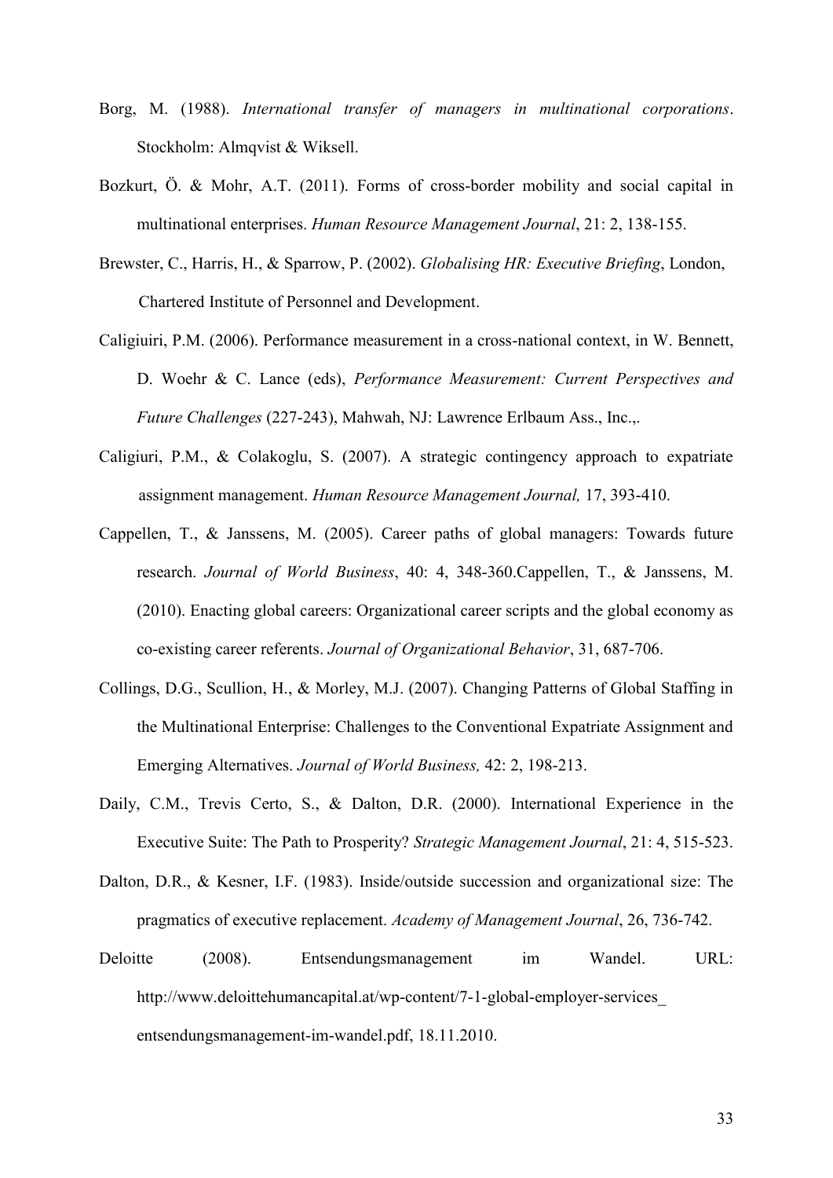Borg, M. (1988). *International transfer of managers in multinational corporations*. Stockholm: Almqvist & Wiksell.

Bozkurt, Ö. & Mohr, A.T. (2011). Forms of cross-border mobility and social capital in multinational enterprises. *Human Resource Management Journal*, 21: 2, 138-155.

Brewster, C., Harris, H., & Sparrow, P. (2002). *Globalising HR: Executive Briefing*, London, Chartered Institute of Personnel and Development.

Caligiuiri, P.M. (2006). Performance measurement in a cross-national context, in W. Bennett, D. Woehr & C. Lance (eds), *Performance Measurement: Current Perspectives and Future Challenges* (227-243), Mahwah, NJ: Lawrence Erlbaum Ass., Inc.,.

Caligiuri, P.M., & Colakoglu, S. (2007). A strategic contingency approach to expatriate assignment management. *Human Resource Management Journal,* 17, 393-410.

Cappellen, T., & Janssens, M. (2005). Career paths of global managers: Towards future research. *Journal of World Business*, 40: 4, 348-360.Cappellen, T., & Janssens, M. (2010). Enacting global careers: Organizational career scripts and the global economy as co-existing career referents. *Journal of Organizational Behavior*, 31, 687-706.

Collings, D.G., Scullion, H., & Morley, M.J. (2007). Changing Patterns of Global Staffing in the Multinational Enterprise: Challenges to the Conventional Expatriate Assignment and Emerging Alternatives. *Journal of World Business,* 42: 2, 198-213.

Daily, C.M., Trevis Certo, S., & Dalton, D.R. (2000). International Experience in the Executive Suite: The Path to Prosperity? *Strategic Management Journal*, 21: 4, 515-523.

Dalton, D.R., & Kesner, I.F. (1983). Inside/outside succession and organizational size: The pragmatics of executive replacement. *Academy of Management Journal*, 26, 736-742.

Deloitte (2008). Entsendungsmanagement im Wandel. URL: http://www.deloittehumancapital.at/wp-content/7-1-global-employer-services_ entsendungsmanagement-im-wandel.pdf, 18.11.2010.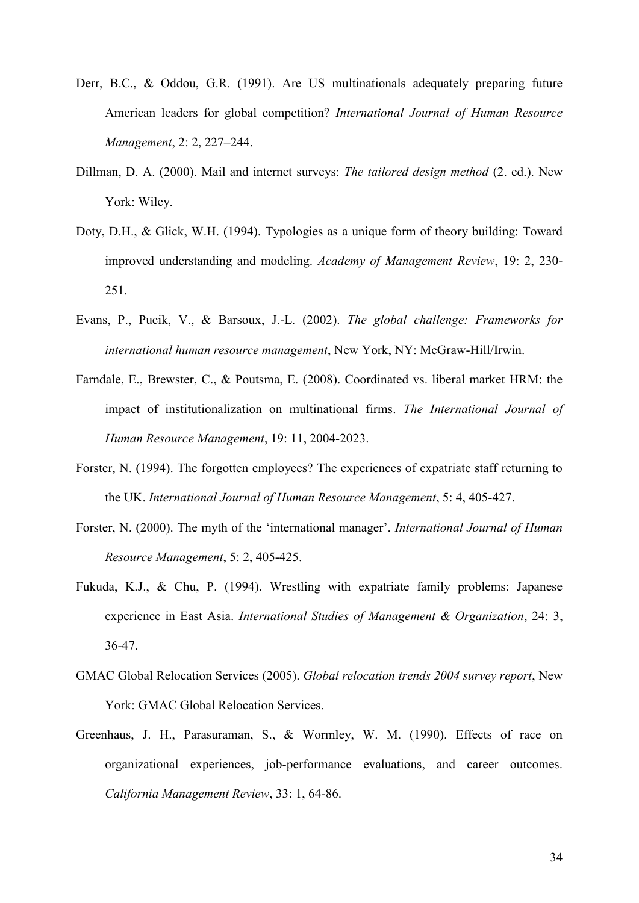Derr, B.C., & Oddou, G.R. (1991). Are US multinationals adequately preparing future American leaders for global competition? *International Journal of Human Resource Management*, 2: 2, 227–244.

Dillman, D. A. (2000). Mail and internet surveys: *The tailored design method* (2. ed.). New York: Wiley.

Doty, D.H., & Glick, W.H. (1994). Typologies as a unique form of theory building: Toward improved understanding and modeling. *Academy of Management Review*, 19: 2, 230-251.

Evans, P., Pucik, V., & Barsoux, J.-L. (2002). *The global challenge: Frameworks for international human resource management*, New York, NY: McGraw-Hill/Irwin.

Farndale, E., Brewster, C., & Poutsma, E. (2008). Coordinated vs. liberal market HRM: the impact of institutionalization on multinational firms. *The International Journal of Human Resource Management*, 19: 11, 2004-2023.

Forster, N. (1994). The forgotten employees? The experiences of expatriate staff returning to the UK. *International Journal of Human Resource Management*, 5: 4, 405-427.

Forster, N. (2000). The myth of the 'international manager'. *International Journal of Human Resource Management*, 5: 2, 405-425.

Fukuda, K.J., & Chu, P. (1994). Wrestling with expatriate family problems: Japanese experience in East Asia. *International Studies of Management & Organization*, 24: 3, 36-47.

GMAC Global Relocation Services (2005). *Global relocation trends 2004 survey report*, New York: GMAC Global Relocation Services.

Greenhaus, J. H., Parasuraman, S., & Wormley, W. M. (1990). Effects of race on organizational experiences, job-performance evaluations, and career outcomes. *California Management Review*, 33: 1, 64-86.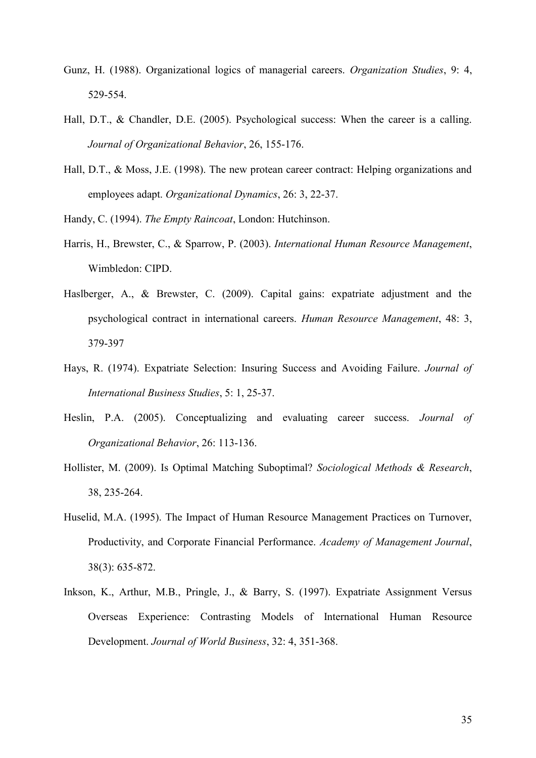Gunz, H. (1988). Organizational logics of managerial careers. *Organization Studies*, 9: 4, 529-554.

Hall, D.T., & Chandler, D.E. (2005). Psychological success: When the career is a calling. *Journal of Organizational Behavior*, 26, 155-176.

Hall, D.T., & Moss, J.E. (1998). The new protean career contract: Helping organizations and employees adapt. *Organizational Dynamics*, 26: 3, 22-37.

Handy, C. (1994). *The Empty Raincoat*, London: Hutchinson.

Harris, H., Brewster, C., & Sparrow, P. (2003). *International Human Resource Management*, Wimbledon: CIPD.

Haslberger, A., & Brewster, C. (2009). Capital gains: expatriate adjustment and the psychological contract in international careers. *Human Resource Management*, 48: 3, 379-397

Hays, R. (1974). Expatriate Selection: Insuring Success and Avoiding Failure. *Journal of International Business Studies*, 5: 1, 25-37.

Heslin, P.A. (2005). Conceptualizing and evaluating career success. *Journal of Organizational Behavior*, 26: 113-136.

Hollister, M. (2009). Is Optimal Matching Suboptimal? *Sociological Methods & Research*, 38, 235-264.

Huselid, M.A. (1995). The Impact of Human Resource Management Practices on Turnover, Productivity, and Corporate Financial Performance. *Academy of Management Journal*, 38(3): 635-872.

Inkson, K., Arthur, M.B., Pringle, J., & Barry, S. (1997). Expatriate Assignment Versus Overseas Experience: Contrasting Models of International Human Resource Development. *Journal of World Business*, 32: 4, 351-368.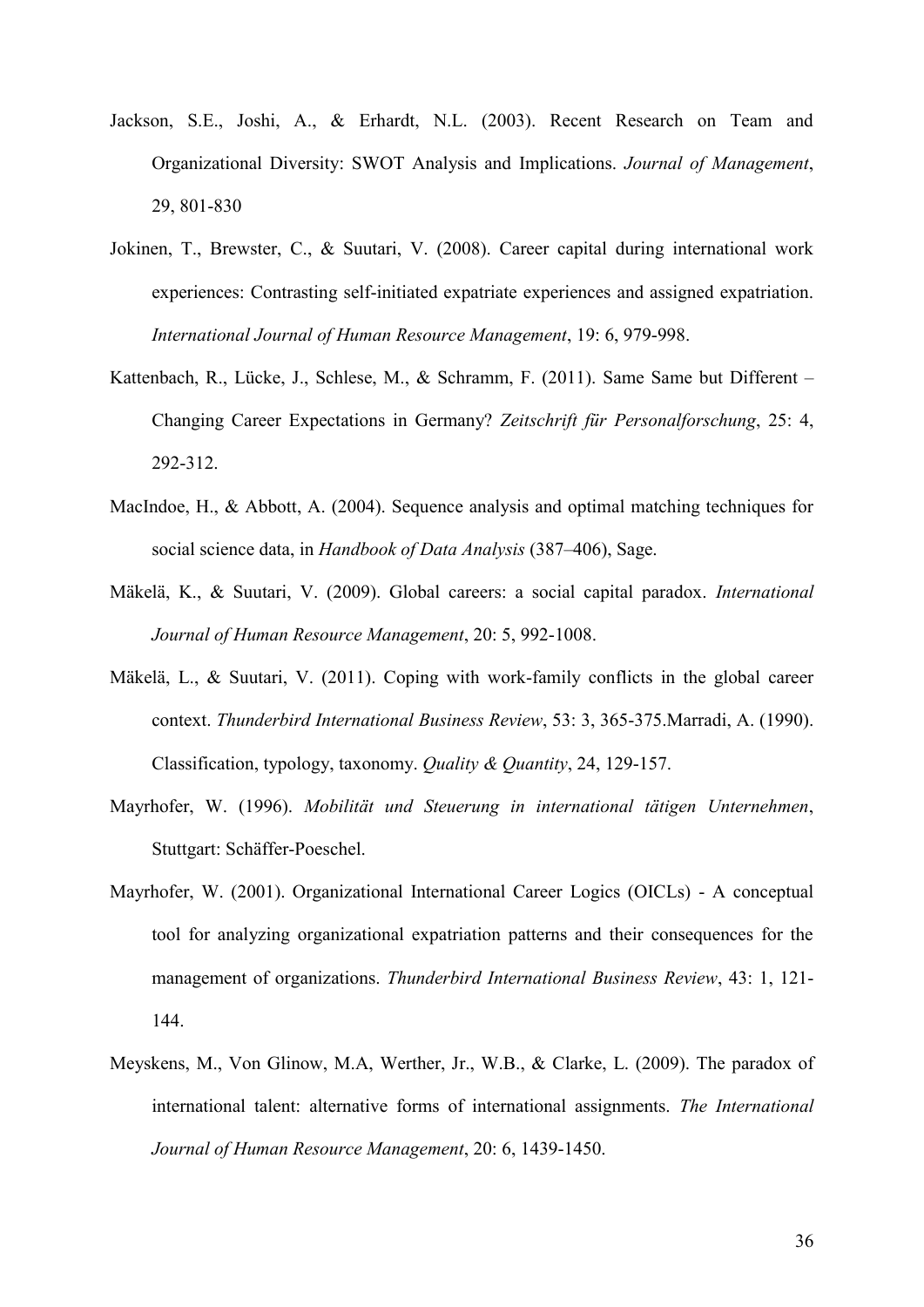Jackson, S.E., Joshi, A., & Erhardt, N.L. (2003). Recent Research on Team and Organizational Diversity: SWOT Analysis and Implications. *Journal of Management*, 29, 801-830

Jokinen, T., Brewster, C., & Suutari, V. (2008). Career capital during international work experiences: Contrasting self-initiated expatriate experiences and assigned expatriation. *International Journal of Human Resource Management*, 19: 6, 979-998.

Kattenbach, R., Lücke, J., Schlese, M., & Schramm, F. (2011). Same Same but Different – Changing Career Expectations in Germany? *Zeitschrift für Personalforschung*, 25: 4, 292-312.

MacIndoe, H., & Abbott, A. (2004). Sequence analysis and optimal matching techniques for social science data, in *Handbook of Data Analysis* (387–406), Sage.

Mäkelä, K., & Suutari, V. (2009). Global careers: a social capital paradox. *International Journal of Human Resource Management*, 20: 5, 992-1008.

Mäkelä, L., & Suutari, V. (2011). Coping with work-family conflicts in the global career context. *Thunderbird International Business Review*, 53: 3, 365-375.Marradi, A. (1990). Classification, typology, taxonomy. *Quality & Quantity*, 24, 129-157.

Mayrhofer, W. (1996). *Mobilität und Steuerung in international tätigen Unternehmen*, Stuttgart: Schäffer-Poeschel.

Mayrhofer, W. (2001). Organizational International Career Logics (OICLs) - A conceptual tool for analyzing organizational expatriation patterns and their consequences for the management of organizations. *Thunderbird International Business Review*, 43: 1, 121-144.

Meyskens, M., Von Glinow, M.A, Werther, Jr., W.B., & Clarke, L. (2009). The paradox of international talent: alternative forms of international assignments. *The International Journal of Human Resource Management*, 20: 6, 1439-1450.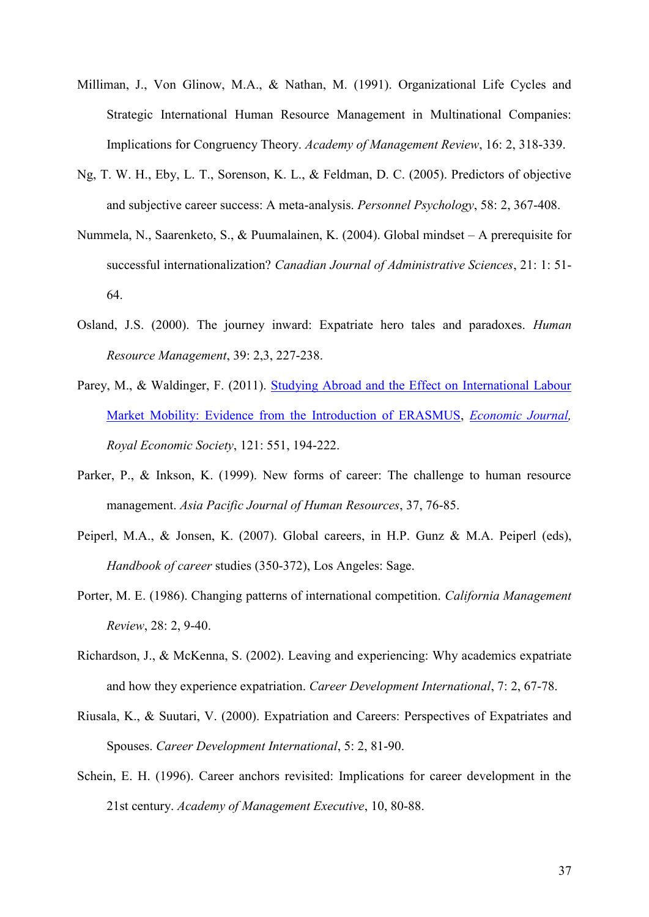Milliman, J., Von Glinow, M.A., & Nathan, M. (1991). Organizational Life Cycles and Strategic International Human Resource Management in Multinational Companies: Implications for Congruency Theory. *Academy of Management Review*, 16: 2, 318-339.

Ng, T. W. H., Eby, L. T., Sorenson, K. L., & Feldman, D. C. (2005). Predictors of objective and subjective career success: A meta-analysis. *Personnel Psychology*, 58: 2, 367-408.

Nummela, N., Saarenketo, S., & Puumalainen, K. (2004). Global mindset – A prerequisite for successful internationalization? *Canadian Journal of Administrative Sciences*, 21: 1: 51-64.

Osland, J.S. (2000). The journey inward: Expatriate hero tales and paradoxes. *Human Resource Management*, 39: 2,3, 227-238.

Parey, M., & Waldinger, F. (2011). Studying Abroad and the Effect on International Labour Market Mobility: Evidence from the Introduction of ERASMUS, *Economic Journal, Royal Economic Society*, 121: 551, 194-222.

Parker, P., & Inkson, K. (1999). New forms of career: The challenge to human resource management. *Asia Pacific Journal of Human Resources*, 37, 76-85.

Peiperl, M.A., & Jonsen, K. (2007). Global careers, in H.P. Gunz & M.A. Peiperl (eds), *Handbook of career* studies (350-372), Los Angeles: Sage.

Porter, M. E. (1986). Changing patterns of international competition. *California Management Review*, 28: 2, 9-40.

Richardson, J., & McKenna, S. (2002). Leaving and experiencing: Why academics expatriate and how they experience expatriation. *Career Development International*, 7: 2, 67-78.

Riusala, K., & Suutari, V. (2000). Expatriation and Careers: Perspectives of Expatriates and Spouses. *Career Development International*, 5: 2, 81-90.

Schein, E. H. (1996). Career anchors revisited: Implications for career development in the 21st century. *Academy of Management Executive*, 10, 80-88.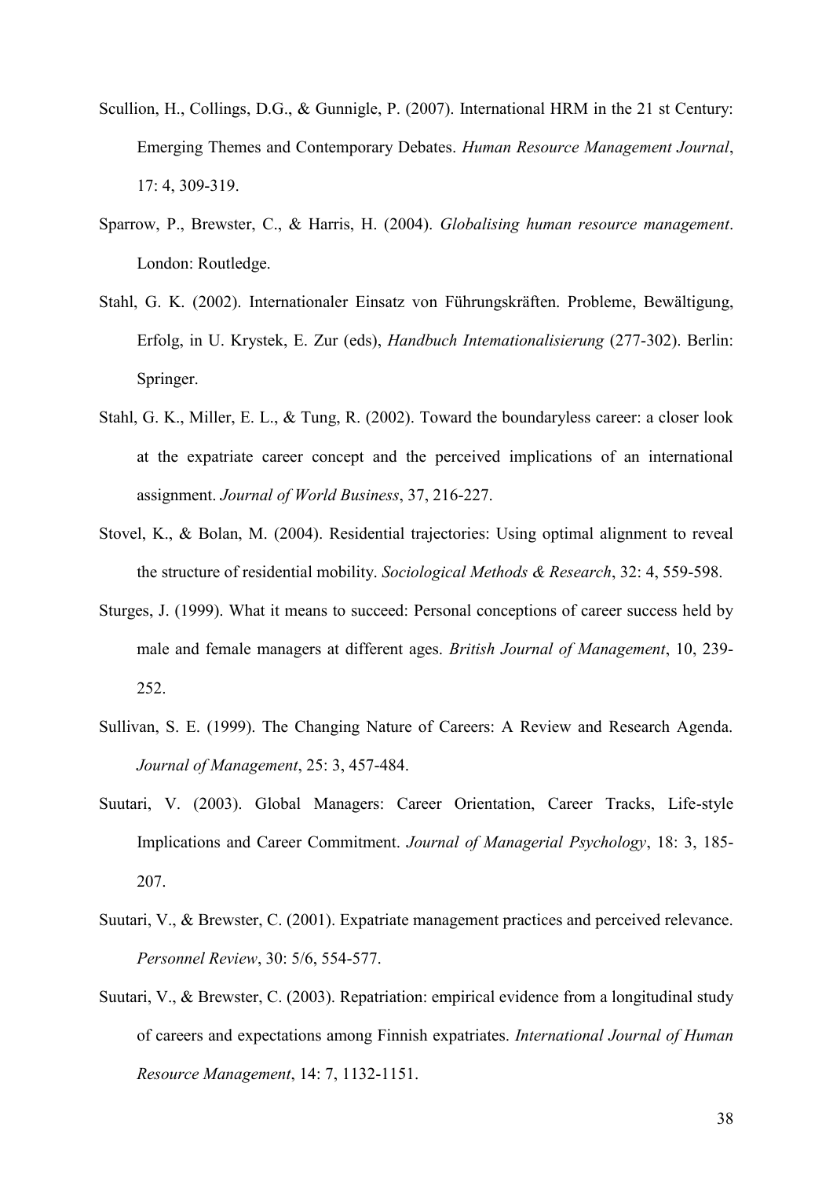Scullion, H., Collings, D.G., & Gunnigle, P. (2007). International HRM in the 21 st Century: Emerging Themes and Contemporary Debates. *Human Resource Management Journal*, 17: 4, 309-319.

Sparrow, P., Brewster, C., & Harris, H. (2004). *Globalising human resource management*. London: Routledge.

Stahl, G. K. (2002). Internationaler Einsatz von Führungskräften. Probleme, Bewältigung, Erfolg, in U. Krystek, E. Zur (eds), *Handbuch Intemationalisierung* (277-302). Berlin: Springer.

Stahl, G. K., Miller, E. L., & Tung, R. (2002). Toward the boundaryless career: a closer look at the expatriate career concept and the perceived implications of an international assignment. *Journal of World Business*, 37, 216-227.

Stovel, K., & Bolan, M. (2004). Residential trajectories: Using optimal alignment to reveal the structure of residential mobility. *Sociological Methods & Research*, 32: 4, 559-598.

Sturges, J. (1999). What it means to succeed: Personal conceptions of career success held by male and female managers at different ages. *British Journal of Management*, 10, 239-252.

Sullivan, S. E. (1999). The Changing Nature of Careers: A Review and Research Agenda. *Journal of Management*, 25: 3, 457-484.

Suutari, V. (2003). Global Managers: Career Orientation, Career Tracks, Life-style Implications and Career Commitment. *Journal of Managerial Psychology*, 18: 3, 185-207.

Suutari, V., & Brewster, C. (2001). Expatriate management practices and perceived relevance. *Personnel Review*, 30: 5/6, 554-577.

Suutari, V., & Brewster, C. (2003). Repatriation: empirical evidence from a longitudinal study of careers and expectations among Finnish expatriates. *International Journal of Human Resource Management*, 14: 7, 1132-1151.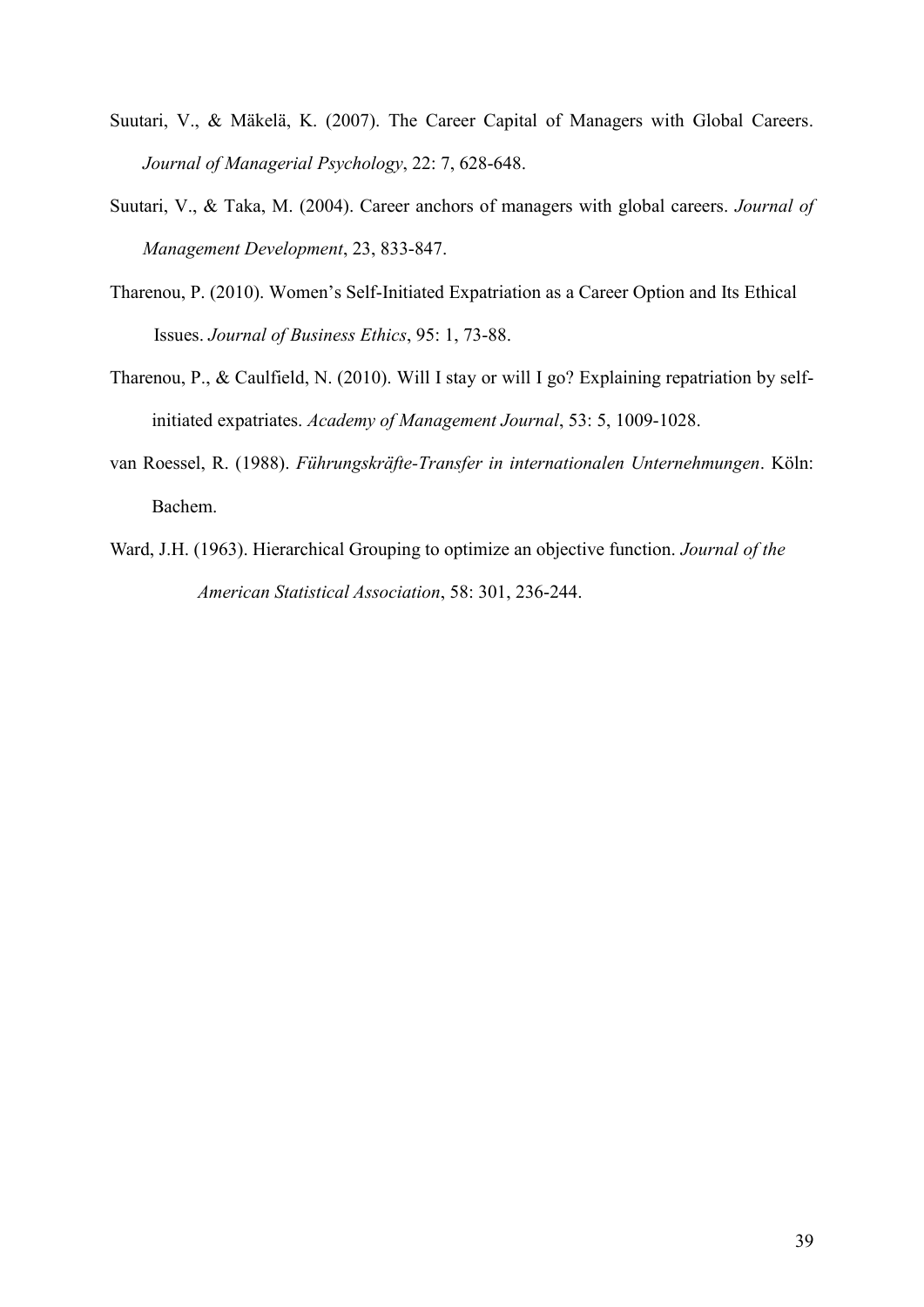Suutari, V., & Mäkelä, K. (2007). The Career Capital of Managers with Global Careers. *Journal of Managerial Psychology*, 22: 7, 628-648.

Suutari, V., & Taka, M. (2004). Career anchors of managers with global careers. *Journal of Management Development*, 23, 833-847.

Tharenou, P. (2010). Women's Self-Initiated Expatriation as a Career Option and Its Ethical Issues. *Journal of Business Ethics*, 95: 1, 73-88.

Tharenou, P., & Caulfield, N. (2010). Will I stay or will I go? Explaining repatriation by self-initiated expatriates. *Academy of Management Journal*, 53: 5, 1009-1028.

van Roessel, R. (1988). *Führungskräfte-Transfer in internationalen Unternehmungen*. Köln: Bachem.

Ward, J.H. (1963). Hierarchical Grouping to optimize an objective function. *Journal of the American Statistical Association*, 58: 301, 236-244.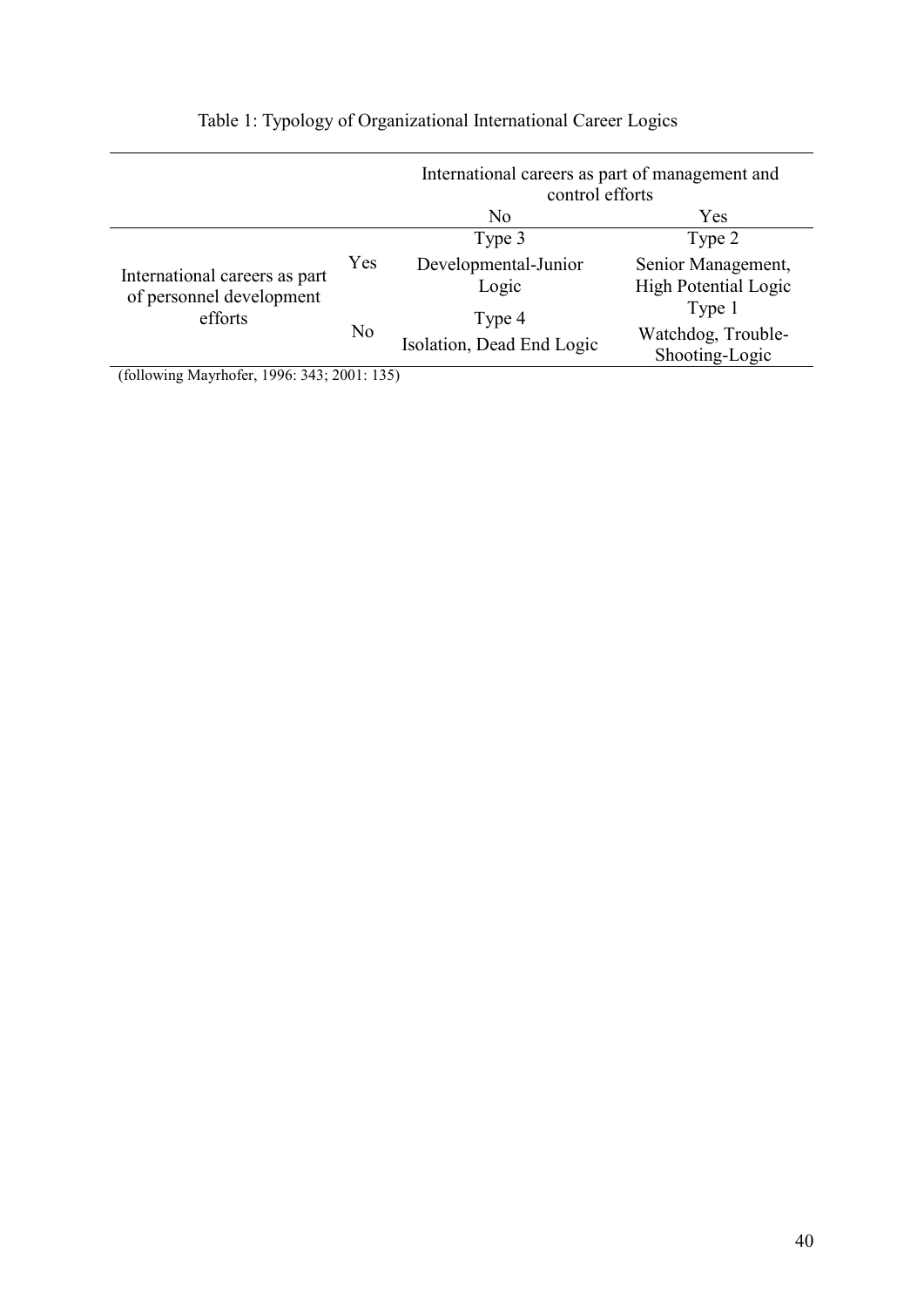Table 1: Typology of Organizational International Career Logics

| | | International careers as part of management and control efforts | |
|---|---|---|---|
| | | No | Yes |
| International careers as part of personnel development efforts | Yes | Type 3<br>Developmental-Junior Logic | Type 2<br>Senior Management, High Potential Logic |
| | No | Type 4<br>Isolation, Dead End Logic | Type 1<br>Watchdog, Trouble-Shooting-Logic |

(following Mayrhofer, 1996: 343; 2001: 135)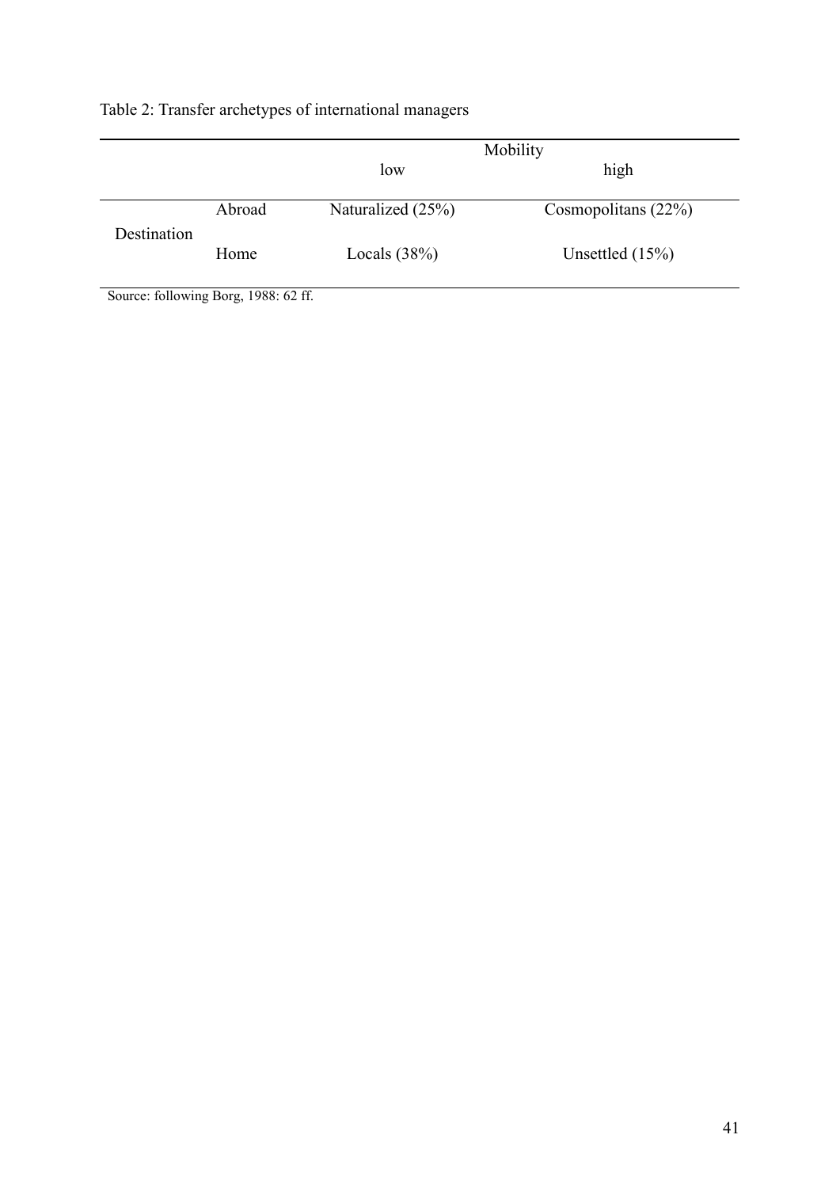Table 2: Transfer archetypes of international managers

| | | Mobility | |
|---|---|---|---|
| | | low | high |
| Destination | Abroad | Naturalized (25%) | Cosmopolitans (22%) |
| | Home | Locals (38%) | Unsettled (15%) |

Source: following Borg, 1988: 62 ff.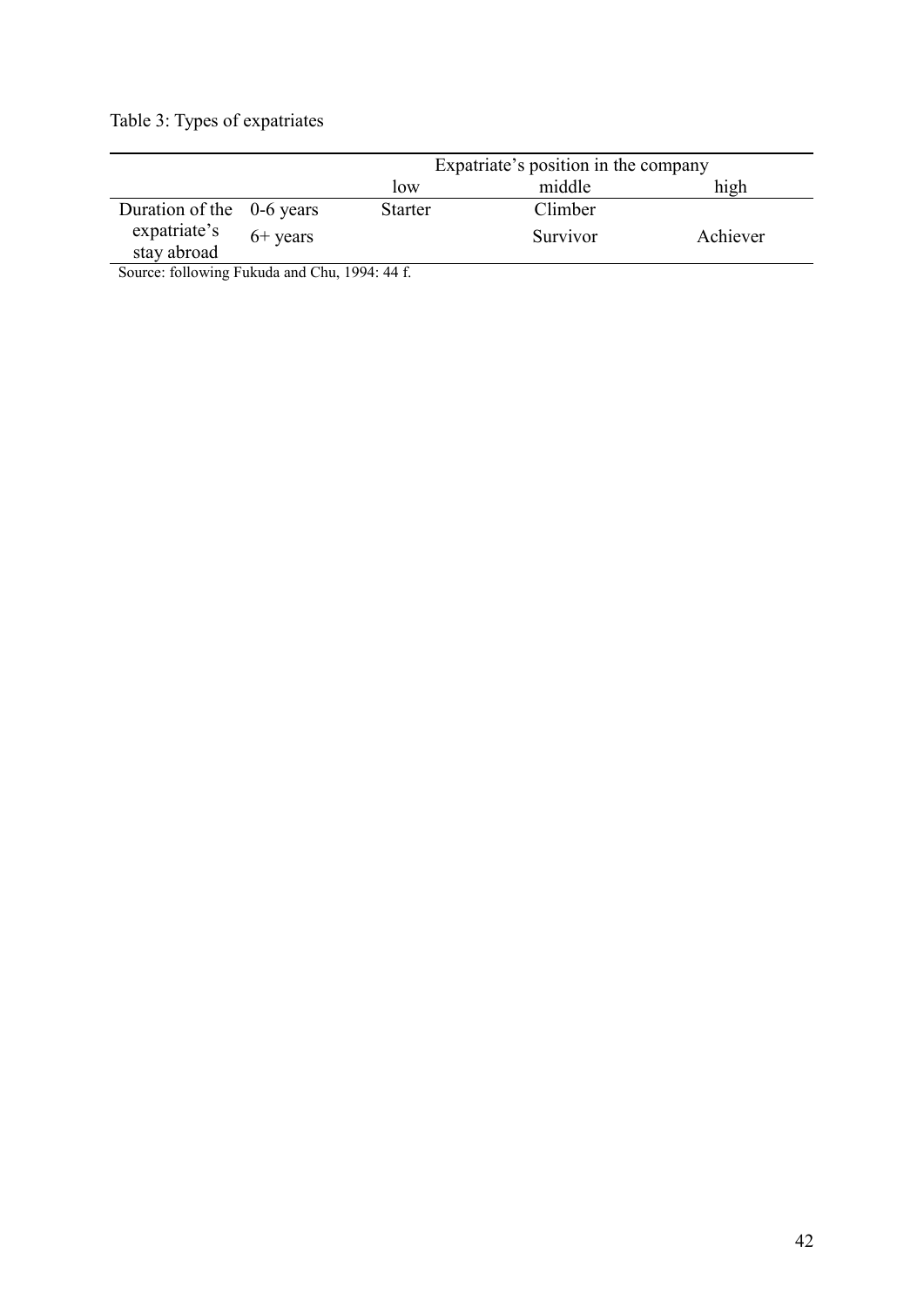Table 3: Types of expatriates

| | | Expatriate's position in the company | | |
|---|---|---|---|---|
| | | low | middle | high |
| Duration of the expatriate's stay abroad | 0-6 years | Starter | Climber | |
| | 6+ years | | Survivor | Achiever |

Source: following Fukuda and Chu, 1994: 44 f.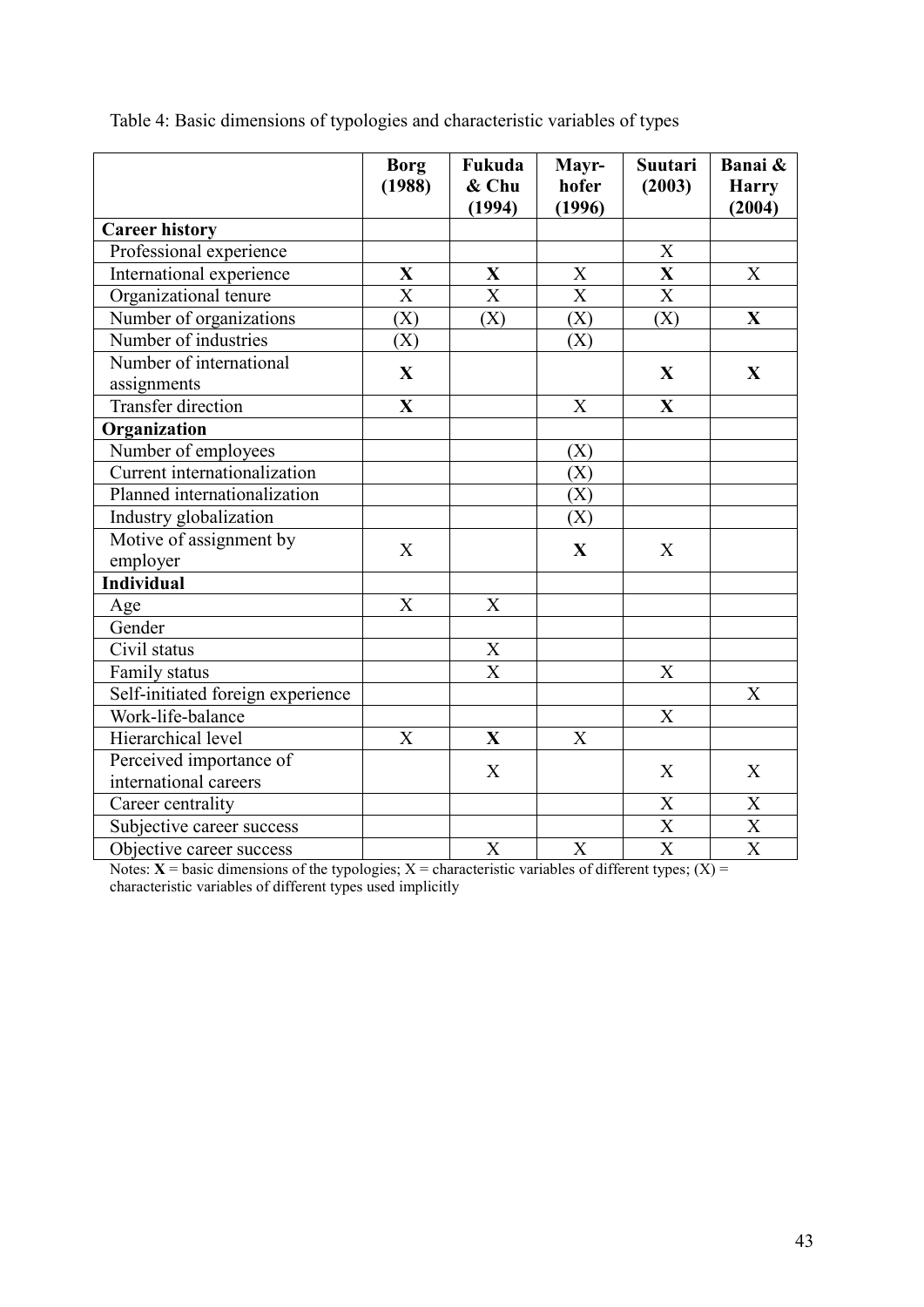Table 4: Basic dimensions of typologies and characteristic variables of types

| | **Borg (1988)** | **Fukuda & Chu (1994)** | **Mayr-hofer (1996)** | **Suutari (2003)** | **Banai & Harry (2004)** |
|---|---|---|---|---|---|
| **Career history** | | | | | |
| Professional experience | | | | X | |
| International experience | **X** | **X** | X | **X** | X |
| Organizational tenure | X | X | X | X | |
| Number of organizations | (X) | (X) | (X) | (X) | **X** |
| Number of industries | (X) | | (X) | | |
| Number of international assignments | **X** | | | **X** | **X** |
| Transfer direction | **X** | | X | **X** | |
| **Organization** | | | | | |
| Number of employees | | | (X) | | |
| Current internationalization | | | (X) | | |
| Planned internationalization | | | (X) | | |
| Industry globalization | | | (X) | | |
| Motive of assignment by employer | X | | **X** | X | |
| **Individual** | | | | | |
| Age | X | X | | | |
| Gender | | | | | |
| Civil status | | X | | | |
| Family status | | X | | X | |
| Self-initiated foreign experience | | | | | X |
| Work-life-balance | | | | X | |
| Hierarchical level | X | **X** | X | | |
| Perceived importance of international careers | | X | | X | X |
| Career centrality | | | | X | X |
| Subjective career success | | | | X | X |
| Objective career success | | X | X | X | X |

Notes: **X** = basic dimensions of the typologies; X = characteristic variables of different types; (X) = characteristic variables of different types used implicitly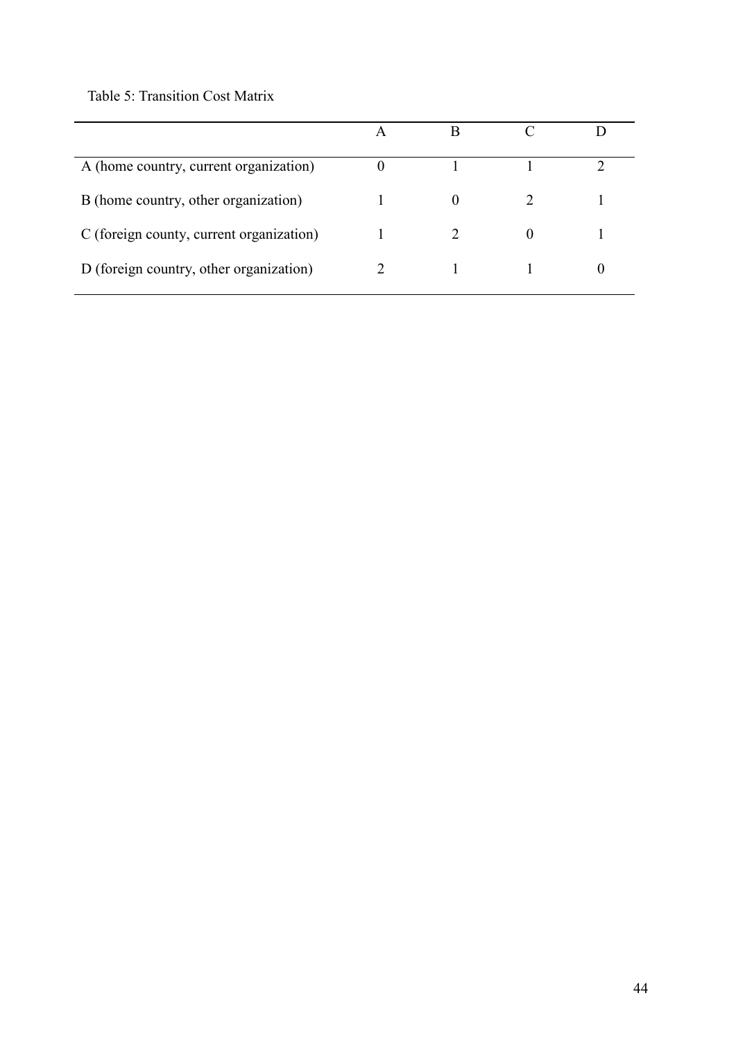Table 5: Transition Cost Matrix

| | A | B | C | D |
|---|---|---|---|---|
| A (home country, current organization) | 0 | 1 | 1 | 2 |
| B (home country, other organization) | 1 | 0 | 2 | 1 |
| C (foreign county, current organization) | 1 | 2 | 0 | 1 |
| D (foreign country, other organization) | 2 | 1 | 1 | 0 |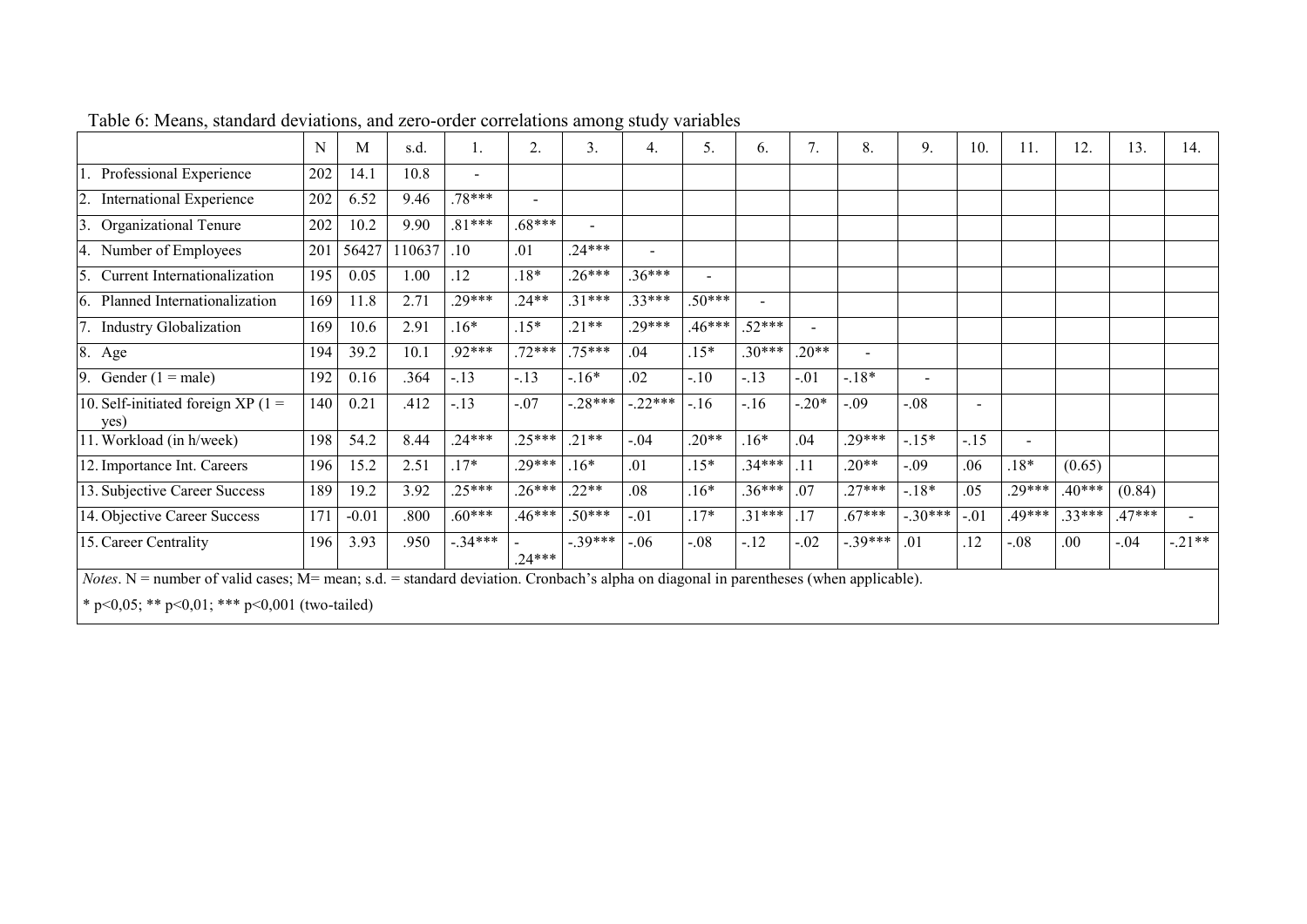Table 6: Means, standard deviations, and zero-order correlations among study variables

| | N | M | s.d. | 1. | 2. | 3. | 4. | 5. | 6. | 7. | 8. | 9. | 10. | 11. | 12. | 13. | 14. |
|---|---|---|---|---|---|---|---|---|---|---|---|---|---|---|---|---|---|
| 1. Professional Experience | 202 | 14.1 | 10.8 | - | | | | | | | | | | | | | |
| 2. International Experience | 202 | 6.52 | 9.46 | .78*** | - | | | | | | | | | | | | |
| 3. Organizational Tenure | 202 | 10.2 | 9.90 | .81*** | .68*** | - | | | | | | | | | | | |
| 4. Number of Employees | 201 | 56427 | 110637 | .10 | .01 | .24*** | - | | | | | | | | | | |
| 5. Current Internationalization | 195 | 0.05 | 1.00 | .12 | .18* | .26*** | .36*** | - | | | | | | | | | |
| 6. Planned Internationalization | 169 | 11.8 | 2.71 | .29*** | .24** | .31*** | .33*** | .50*** | - | | | | | | | | |
| 7. Industry Globalization | 169 | 10.6 | 2.91 | .16* | .15* | .21** | .29*** | .46*** | .52*** | - | | | | | | | |
| 8. Age | 194 | 39.2 | 10.1 | .92*** | .72*** | .75*** | .04 | .15* | .30*** | .20** | - | | | | | | |
| 9. Gender (1 = male) | 192 | 0.16 | .364 | -.13 | -.13 | -.16* | .02 | -.10 | -.13 | -.01 | -.18* | - | | | | | |
| 10. Self-initiated foreign XP (1 = yes) | 140 | 0.21 | .412 | -.13 | -.07 | -.28*** | -.22*** | -.16 | -.16 | -.20* | -.09 | -.08 | - | | | | |
| 11. Workload (in h/week) | 198 | 54.2 | 8.44 | .24*** | .25*** | .21** | -.04 | .20** | .16* | .04 | .29*** | -.15* | -.15 | - | | | |
| 12. Importance Int. Careers | 196 | 15.2 | 2.51 | .17* | .29*** | .16* | .01 | .15* | .34*** | .11 | .20** | -.09 | .06 | .18* | (0.65) | | |
| 13. Subjective Career Success | 189 | 19.2 | 3.92 | .25*** | .26*** | .22** | .08 | .16* | .36*** | .07 | .27*** | -.18* | .05 | .29*** | .40*** | (0.84) | |
| 14. Objective Career Success | 171 | -0.01 | .800 | .60*** | .46*** | .50*** | -.01 | .17* | .31*** | .17 | .67*** | -.30*** | -.01 | .49*** | .33*** | .47*** | - |
| 15. Career Centrality | 196 | 3.93 | .950 | -.34*** | -.24*** | -.39*** | -.06 | -.08 | -.12 | -.02 | -.39*** | .01 | .12 | -.08 | .00 | -.04 | -.21** |

*Notes*. N = number of valid cases; M= mean; s.d. = standard deviation. Cronbach's alpha on diagonal in parentheses (when applicable).

* p<0,05; ** p<0,01; *** p<0,001 (two-tailed)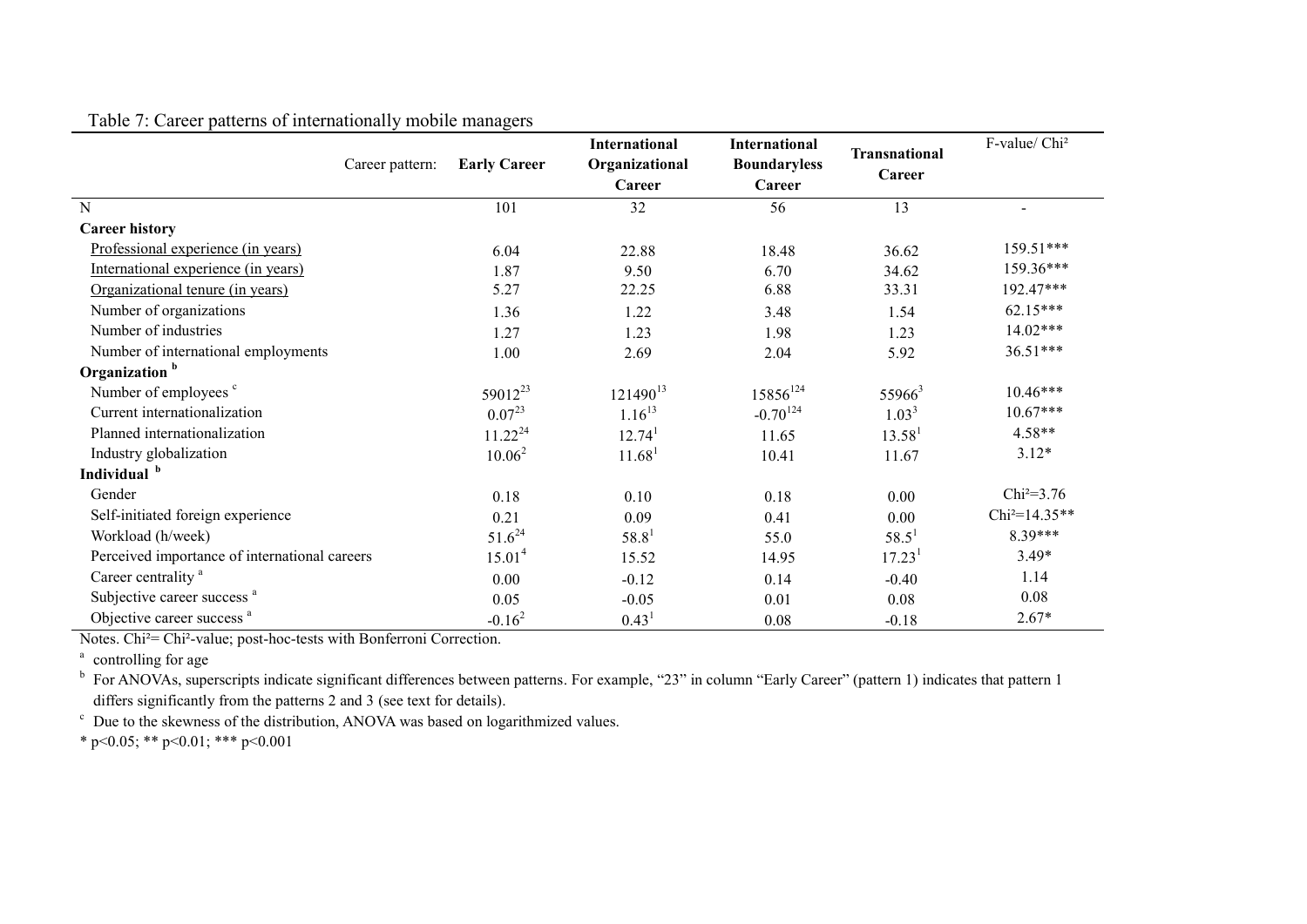Table 7: Career patterns of internationally mobile managers

| Career pattern: | Early Career | International Organizational Career | International Boundaryless Career | Transnational Career | F-value/ Chi² |
|---|---|---|---|---|---|
| N | 101 | 32 | 56 | 13 | - |
| **Career history** | | | | | |
| Professional experience (in years) | 6.04 | 22.88 | 18.48 | 36.62 | 159.51*** |
| International experience (in years) | 1.87 | 9.50 | 6.70 | 34.62 | 159.36*** |
| Organizational tenure (in years) | 5.27 | 22.25 | 6.88 | 33.31 | 192.47*** |
| Number of organizations | 1.36 | 1.22 | 3.48 | 1.54 | 62.15*** |
| Number of industries | 1.27 | 1.23 | 1.98 | 1.23 | 14.02*** |
| Number of international employments | 1.00 | 2.69 | 2.04 | 5.92 | 36.51*** |
| **Organization** [b] | | | | | |
| Number of employees [c] | 59012[23] | 121490[13] | 15856[124] | 55966[3] | 10.46*** |
| Current internationalization | 0.07[23] | 1.16[13] | -0.70[124] | 1.03[3] | 10.67*** |
| Planned internationalization | 11.22[24] | 12.74[1] | 11.65 | 13.58[1] | 4.58** |
| Industry globalization | 10.06[2] | 11.68[1] | 10.41 | 11.67 | 3.12* |
| **Individual** [b] | | | | | |
| Gender | 0.18 | 0.10 | 0.18 | 0.00 | Chi²=3.76 |
| Self-initiated foreign experience | 0.21 | 0.09 | 0.41 | 0.00 | Chi²=14.35** |
| Workload (h/week) | 51.6[24] | 58.8[1] | 55.0 | 58.5[1] | 8.39*** |
| Perceived importance of international careers | 15.01[4] | 15.52 | 14.95 | 17.23[1] | 3.49* |
| Career centrality [a] | 0.00 | -0.12 | 0.14 | -0.40 | 1.14 |
| Subjective career success [a] | 0.05 | -0.05 | 0.01 | 0.08 | 0.08 |
| Objective career success [a] | -0.16[2] | 0.43[1] | 0.08 | -0.18 | 2.67* |

Notes. Chi²= Chi²-value; post-hoc-tests with Bonferroni Correction.

[a] controlling for age

[b] For ANOVAs, superscripts indicate significant differences between patterns. For example, "23" in column "Early Career" (pattern 1) indicates that pattern 1 differs significantly from the patterns 2 and 3 (see text for details).

[c] Due to the skewness of the distribution, ANOVA was based on logarithmized values.

* $p<0.05$; ** $p<0.01$; *** $p<0.001$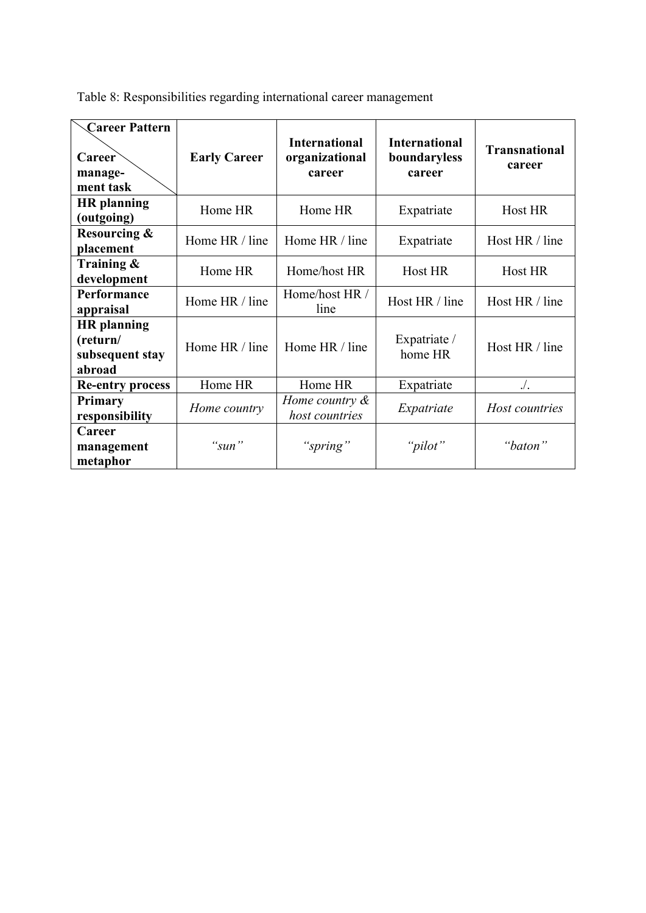Table 8: Responsibilities regarding international career management

| Career Pattern / Career management task | Early Career | International organizational career | International boundaryless career | Transnational career |
| --- | --- | --- | --- | --- |
| **HR planning (outgoing)** | Home HR | Home HR | Expatriate | Host HR |
| **Resourcing & placement** | Home HR / line | Home HR / line | Expatriate | Host HR / line |
| **Training & development** | Home HR | Home/host HR | Host HR | Host HR |
| **Performance appraisal** | Home HR / line | Home/host HR / line | Host HR / line | Host HR / line |
| **HR planning (return/ subsequent stay abroad** | Home HR / line | Home HR / line | Expatriate / home HR | Host HR / line |
| **Re-entry process** | Home HR | Home HR | Expatriate | ./. |
| **Primary responsibility** | *Home country* | *Home country & host countries* | *Expatriate* | *Host countries* |
| **Career management metaphor** | *"sun"* | *"spring"* | *"pilot"* | *"baton"* |